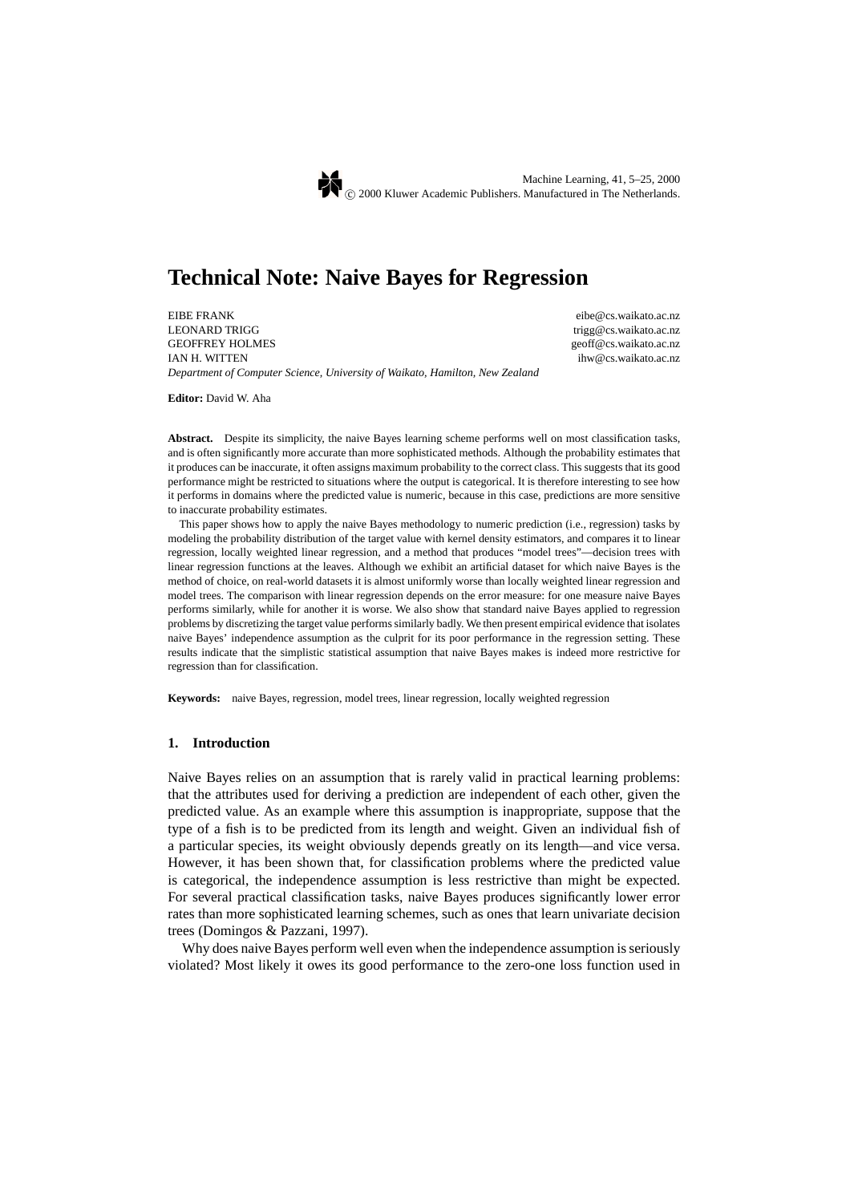# Technical Note: Naive Bayes for Regression

EIBE FRANK eibe@cs.waikato.ac.nz
LEONARD TRIGG trigg@cs.waikato.ac.nz
GEOFFREY HOLMES geoff@cs.waikato.ac.nz
IAN H. WITTEN ihw@cs.waikato.ac.nz
*Department of Computer Science, University of Waikato, Hamilton, New Zealand*

**Editor:** David W. Aha

**Abstract.** Despite its simplicity, the naive Bayes learning scheme performs well on most classification tasks, and is often significantly more accurate than more sophisticated methods. Although the probability estimates that it produces can be inaccurate, it often assigns maximum probability to the correct class. This suggests that its good performance might be restricted to situations where the output is categorical. It is therefore interesting to see how it performs in domains where the predicted value is numeric, because in this case, predictions are more sensitive to inaccurate probability estimates.

This paper shows how to apply the naive Bayes methodology to numeric prediction (i.e., regression) tasks by modeling the probability distribution of the target value with kernel density estimators, and compares it to linear regression, locally weighted linear regression, and a method that produces "model trees"—decision trees with linear regression functions at the leaves. Although we exhibit an artificial dataset for which naive Bayes is the method of choice, on real-world datasets it is almost uniformly worse than locally weighted linear regression and model trees. The comparison with linear regression depends on the error measure: for one measure naive Bayes performs similarly, while for another it is worse. We also show that standard naive Bayes applied to regression problems by discretizing the target value performs similarly badly. We then present empirical evidence that isolates naive Bayes' independence assumption as the culprit for its poor performance in the regression setting. These results indicate that the simplistic statistical assumption that naive Bayes makes is indeed more restrictive for regression than for classification.

**Keywords:** naive Bayes, regression, model trees, linear regression, locally weighted regression

## 1. Introduction

Naive Bayes relies on an assumption that is rarely valid in practical learning problems: that the attributes used for deriving a prediction are independent of each other, given the predicted value. As an example where this assumption is inappropriate, suppose that the type of a fish is to be predicted from its length and weight. Given an individual fish of a particular species, its weight obviously depends greatly on its length—and vice versa. However, it has been shown that, for classification problems where the predicted value is categorical, the independence assumption is less restrictive than might be expected. For several practical classification tasks, naive Bayes produces significantly lower error rates than more sophisticated learning schemes, such as ones that learn univariate decision trees (Domingos & Pazzani, 1997).

Why does naive Bayes perform well even when the independence assumption is seriously violated? Most likely it owes its good performance to the zero-one loss function used in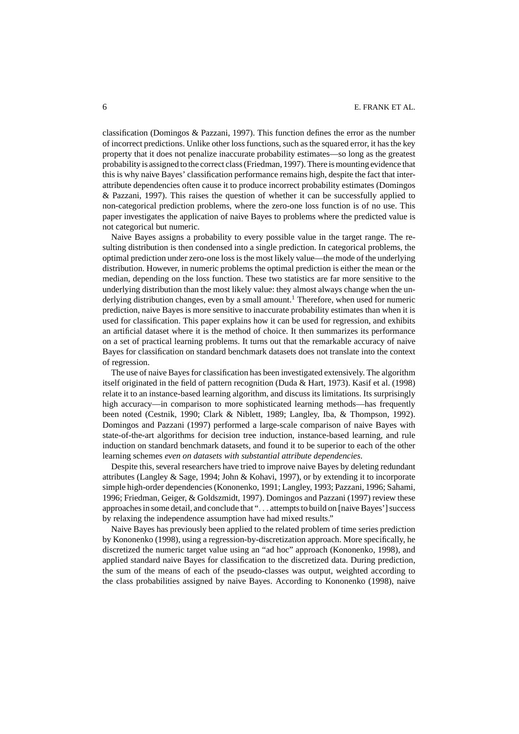classification (Domingos & Pazzani, 1997). This function defines the error as the number of incorrect predictions. Unlike other loss functions, such as the squared error, it has the key property that it does not penalize inaccurate probability estimates—so long as the greatest probability is assigned to the correct class (Friedman, 1997). There is mounting evidence that this is why naive Bayes' classification performance remains high, despite the fact that inter-attribute dependencies often cause it to produce incorrect probability estimates (Domingos & Pazzani, 1997). This raises the question of whether it can be successfully applied to non-categorical prediction problems, where the zero-one loss function is of no use. This paper investigates the application of naive Bayes to problems where the predicted value is not categorical but numeric.

Naive Bayes assigns a probability to every possible value in the target range. The resulting distribution is then condensed into a single prediction. In categorical problems, the optimal prediction under zero-one loss is the most likely value—the mode of the underlying distribution. However, in numeric problems the optimal prediction is either the mean or the median, depending on the loss function. These two statistics are far more sensitive to the underlying distribution than the most likely value: they almost always change when the underlying distribution changes, even by a small amount.[1] Therefore, when used for numeric prediction, naive Bayes is more sensitive to inaccurate probability estimates than when it is used for classification. This paper explains how it can be used for regression, and exhibits an artificial dataset where it is the method of choice. It then summarizes its performance on a set of practical learning problems. It turns out that the remarkable accuracy of naive Bayes for classification on standard benchmark datasets does not translate into the context of regression.

The use of naive Bayes for classification has been investigated extensively. The algorithm itself originated in the field of pattern recognition (Duda & Hart, 1973). Kasif et al. (1998) relate it to an instance-based learning algorithm, and discuss its limitations. Its surprisingly high accuracy—in comparison to more sophisticated learning methods—has frequently been noted (Cestnik, 1990; Clark & Niblett, 1989; Langley, Iba, & Thompson, 1992). Domingos and Pazzani (1997) performed a large-scale comparison of naive Bayes with state-of-the-art algorithms for decision tree induction, instance-based learning, and rule induction on standard benchmark datasets, and found it to be superior to each of the other learning schemes *even on datasets with substantial attribute dependencies*.

Despite this, several researchers have tried to improve naive Bayes by deleting redundant attributes (Langley & Sage, 1994; John & Kohavi, 1997), or by extending it to incorporate simple high-order dependencies (Kononenko, 1991; Langley, 1993; Pazzani, 1996; Sahami, 1996; Friedman, Geiger, & Goldszmidt, 1997). Domingos and Pazzani (1997) review these approaches in some detail, and conclude that "... attempts to build on [naive Bayes'] success by relaxing the independence assumption have had mixed results."

Naive Bayes has previously been applied to the related problem of time series prediction by Kononenko (1998), using a regression-by-discretization approach. More specifically, he discretized the numeric target value using an "ad hoc" approach (Kononenko, 1998), and applied standard naive Bayes for classification to the discretized data. During prediction, the sum of the means of each of the pseudo-classes was output, weighted according to the class probabilities assigned by naive Bayes. According to Kononenko (1998), naive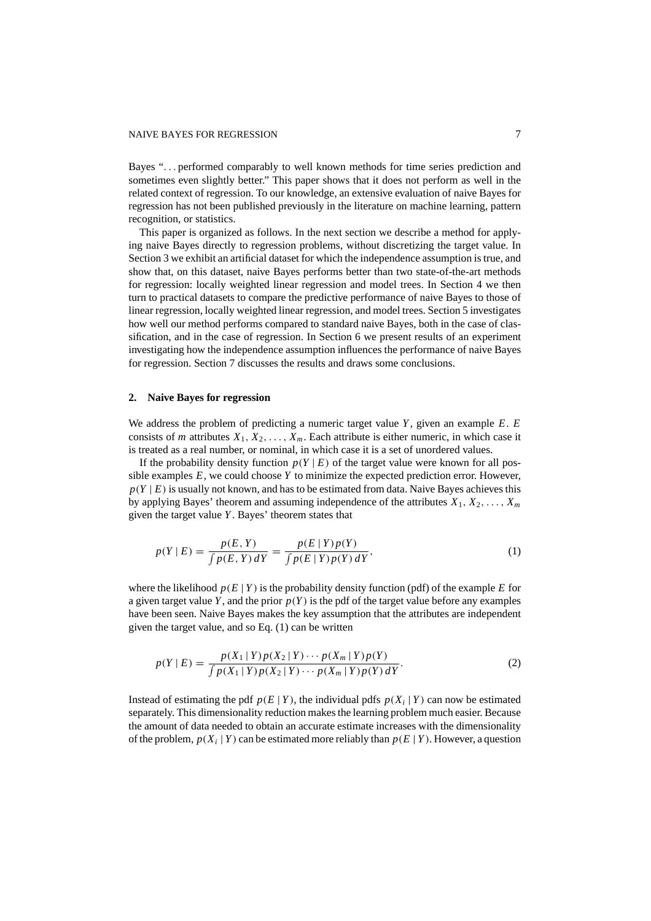Bayes "... performed comparably to well known methods for time series prediction and sometimes even slightly better." This paper shows that it does not perform as well in the related context of regression. To our knowledge, an extensive evaluation of naive Bayes for regression has not been published previously in the literature on machine learning, pattern recognition, or statistics.

This paper is organized as follows. In the next section we describe a method for applying naive Bayes directly to regression problems, without discretizing the target value. In Section 3 we exhibit an artificial dataset for which the independence assumption is true, and show that, on this dataset, naive Bayes performs better than two state-of-the-art methods for regression: locally weighted linear regression and model trees. In Section 4 we then turn to practical datasets to compare the predictive performance of naive Bayes to those of linear regression, locally weighted linear regression, and model trees. Section 5 investigates how well our method performs compared to standard naive Bayes, both in the case of classification, and in the case of regression. In Section 6 we present results of an experiment investigating how the independence assumption influences the performance of naive Bayes for regression. Section 7 discusses the results and draws some conclusions.

## 2. Naive Bayes for regression

We address the problem of predicting a numeric target value $Y$, given an example $E$. $E$ consists of $m$ attributes $X_1, X_2, \ldots, X_m$. Each attribute is either numeric, in which case it is treated as a real number, or nominal, in which case it is a set of unordered values.

If the probability density function $p(Y \mid E)$ of the target value were known for all possible examples $E$, we could choose $Y$ to minimize the expected prediction error. However, $p(Y \mid E)$ is usually not known, and has to be estimated from data. Naive Bayes achieves this by applying Bayes' theorem and assuming independence of the attributes $X_1, X_2, \ldots, X_m$ given the target value $Y$. Bayes' theorem states that

$$p(Y \mid E) = \frac{p(E, Y)}{\int p(E, Y)\, dY} = \frac{p(E \mid Y)\, p(Y)}{\int p(E \mid Y)\, p(Y)\, dY}, \tag{1}$$

where the likelihood $p(E \mid Y)$ is the probability density function (pdf) of the example $E$ for a given target value $Y$, and the prior $p(Y)$ is the pdf of the target value before any examples have been seen. Naive Bayes makes the key assumption that the attributes are independent given the target value, and so Eq. (1) can be written

$$p(Y \mid E) = \frac{p(X_1 \mid Y)\, p(X_2 \mid Y) \cdots p(X_m \mid Y)\, p(Y)}{\int p(X_1 \mid Y)\, p(X_2 \mid Y) \cdots p(X_m \mid Y)\, p(Y)\, dY}. \tag{2}$$

Instead of estimating the pdf $p(E \mid Y)$, the individual pdfs $p(X_i \mid Y)$ can now be estimated separately. This dimensionality reduction makes the learning problem much easier. Because the amount of data needed to obtain an accurate estimate increases with the dimensionality of the problem, $p(X_i \mid Y)$ can be estimated more reliably than $p(E \mid Y)$. However, a question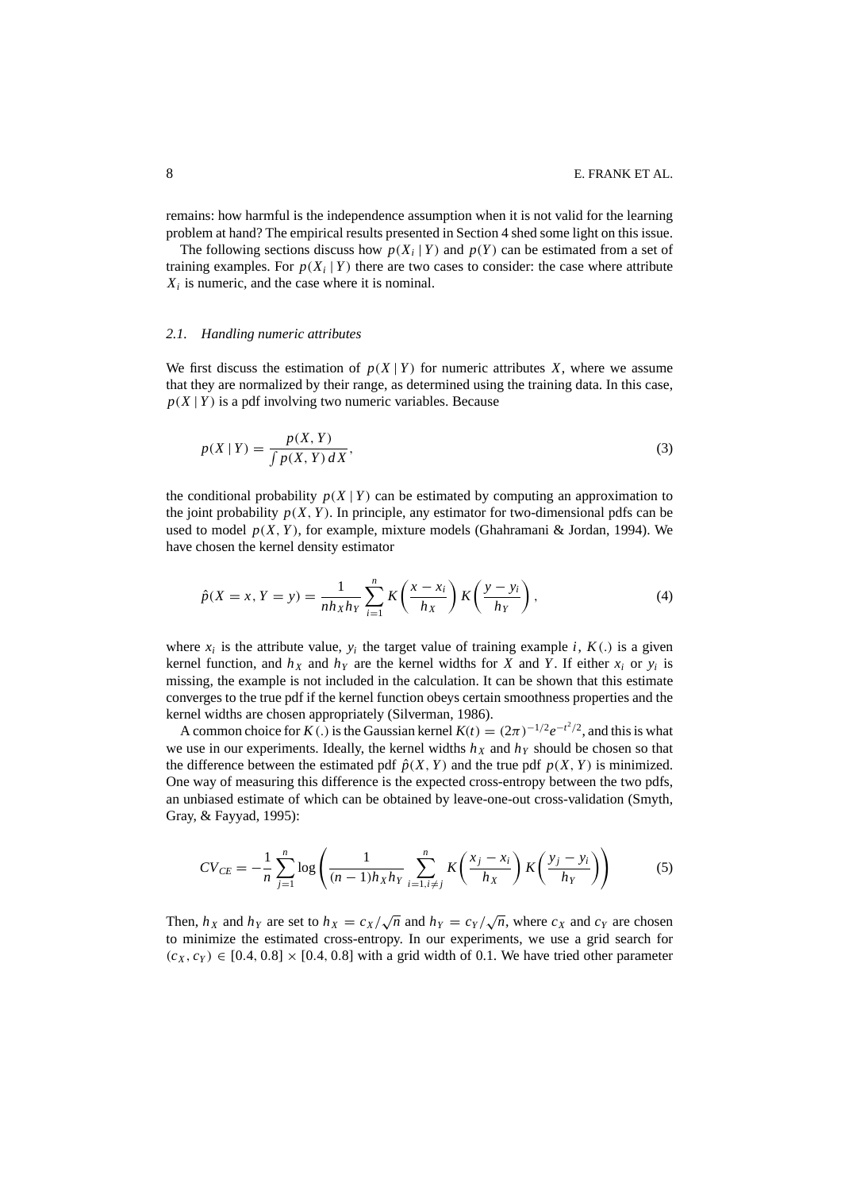remains: how harmful is the independence assumption when it is not valid for the learning problem at hand? The empirical results presented in Section 4 shed some light on this issue.

The following sections discuss how $p(X_i \mid Y)$ and $p(Y)$ can be estimated from a set of training examples. For $p(X_i \mid Y)$ there are two cases to consider: the case where attribute $X_i$ is numeric, and the case where it is nominal.

### 2.1. Handling numeric attributes

We first discuss the estimation of $p(X \mid Y)$ for numeric attributes $X$, where we assume that they are normalized by their range, as determined using the training data. In this case, $p(X \mid Y)$ is a pdf involving two numeric variables. Because

$$p(X \mid Y) = \frac{p(X, Y)}{\int p(X, Y)\, dX}, \tag{3}$$

the conditional probability $p(X \mid Y)$ can be estimated by computing an approximation to the joint probability $p(X, Y)$. In principle, any estimator for two-dimensional pdfs can be used to model $p(X, Y)$, for example, mixture models (Ghahramani & Jordan, 1994). We have chosen the kernel density estimator

$$\hat{p}(X = x, Y = y) = \frac{1}{n h_X h_Y} \sum_{i=1}^{n} K\left(\frac{x - x_i}{h_X}\right) K\left(\frac{y - y_i}{h_Y}\right), \tag{4}$$

where $x_i$ is the attribute value, $y_i$ the target value of training example $i$, $K(.)$ is a given kernel function, and $h_X$ and $h_Y$ are the kernel widths for $X$ and $Y$. If either $x_i$ or $y_i$ is missing, the example is not included in the calculation. It can be shown that this estimate converges to the true pdf if the kernel function obeys certain smoothness properties and the kernel widths are chosen appropriately (Silverman, 1986).

A common choice for $K(.)$ is the Gaussian kernel $K(t) = (2\pi)^{-1/2} e^{-t^2/2}$, and this is what we use in our experiments. Ideally, the kernel widths $h_X$ and $h_Y$ should be chosen so that the difference between the estimated pdf $\hat{p}(X, Y)$ and the true pdf $p(X, Y)$ is minimized. One way of measuring this difference is the expected cross-entropy between the two pdfs, an unbiased estimate of which can be obtained by leave-one-out cross-validation (Smyth, Gray, & Fayyad, 1995):

$$CV_{CE} = -\frac{1}{n} \sum_{j=1}^{n} \log\left(\frac{1}{(n-1) h_X h_Y} \sum_{i=1, i \neq j}^{n} K\left(\frac{x_j - x_i}{h_X}\right) K\left(\frac{y_j - y_i}{h_Y}\right)\right) \tag{5}$$

Then, $h_X$ and $h_Y$ are set to $h_X = c_X/\sqrt{n}$ and $h_Y = c_Y/\sqrt{n}$, where $c_X$ and $c_Y$ are chosen to minimize the estimated cross-entropy. In our experiments, we use a grid search for $(c_X, c_Y) \in [0.4, 0.8] \times [0.4, 0.8]$ with a grid width of 0.1. We have tried other parameter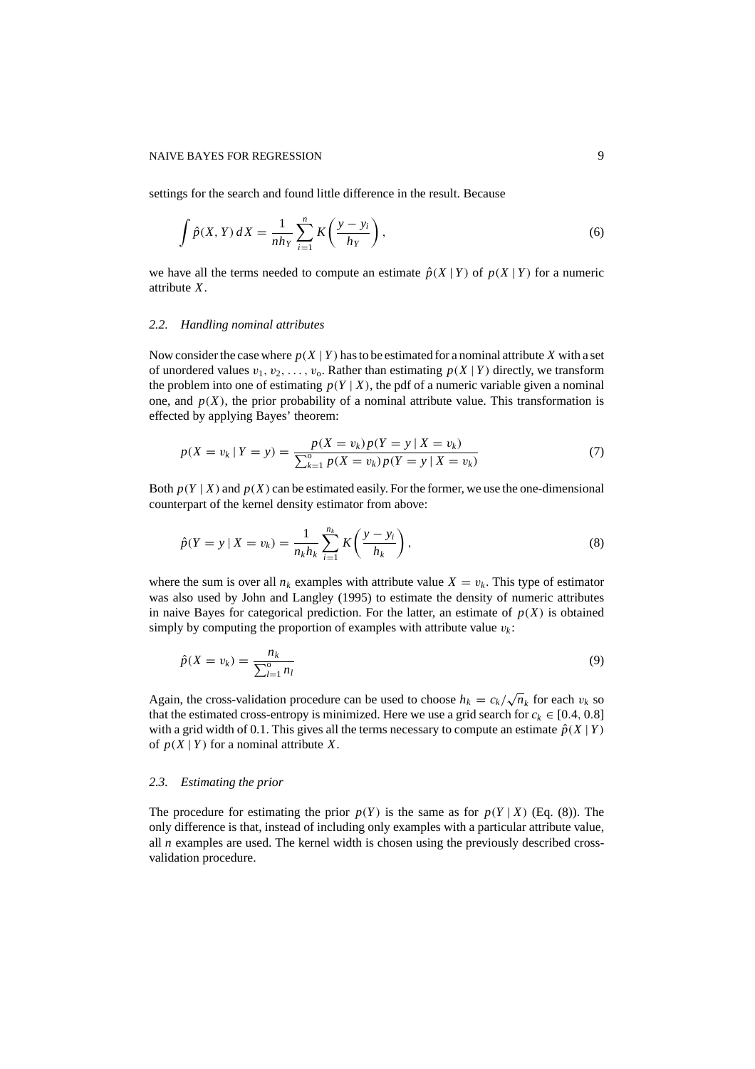settings for the search and found little difference in the result. Because

$$\int \hat{p}(X, Y)\, dX = \frac{1}{nh_Y} \sum_{i=1}^{n} K\left(\frac{y - y_i}{h_Y}\right), \tag{6}$$

we have all the terms needed to compute an estimate $\hat{p}(X \mid Y)$ of $p(X \mid Y)$ for a numeric attribute $X$.

### 2.2. *Handling nominal attributes*

Now consider the case where $p(X \mid Y)$ has to be estimated for a nominal attribute $X$ with a set of unordered values $v_1, v_2, \ldots, v_o$. Rather than estimating $p(X \mid Y)$ directly, we transform the problem into one of estimating $p(Y \mid X)$, the pdf of a numeric variable given a nominal one, and $p(X)$, the prior probability of a nominal attribute value. This transformation is effected by applying Bayes' theorem:

$$p(X = v_k \mid Y = y) = \frac{p(X = v_k)\, p(Y = y \mid X = v_k)}{\sum_{k=1}^{o} p(X = v_k)\, p(Y = y \mid X = v_k)} \tag{7}$$

Both $p(Y \mid X)$ and $p(X)$ can be estimated easily. For the former, we use the one-dimensional counterpart of the kernel density estimator from above:

$$\hat{p}(Y = y \mid X = v_k) = \frac{1}{n_k h_k} \sum_{i=1}^{n_k} K\left(\frac{y - y_i}{h_k}\right), \tag{8}$$

where the sum is over all $n_k$ examples with attribute value $X = v_k$. This type of estimator was also used by John and Langley (1995) to estimate the density of numeric attributes in naive Bayes for categorical prediction. For the latter, an estimate of $p(X)$ is obtained simply by computing the proportion of examples with attribute value $v_k$:

$$\hat{p}(X = v_k) = \frac{n_k}{\sum_{l=1}^{o} n_l} \tag{9}$$

Again, the cross-validation procedure can be used to choose $h_k = c_k/\sqrt{n_k}$ for each $v_k$ so that the estimated cross-entropy is minimized. Here we use a grid search for $c_k \in [0.4, 0.8]$ with a grid width of 0.1. This gives all the terms necessary to compute an estimate $\hat{p}(X \mid Y)$ of $p(X \mid Y)$ for a nominal attribute $X$.

### 2.3. *Estimating the prior*

The procedure for estimating the prior $p(Y)$ is the same as for $p(Y \mid X)$ (Eq. (8)). The only difference is that, instead of including only examples with a particular attribute value, all $n$ examples are used. The kernel width is chosen using the previously described cross-validation procedure.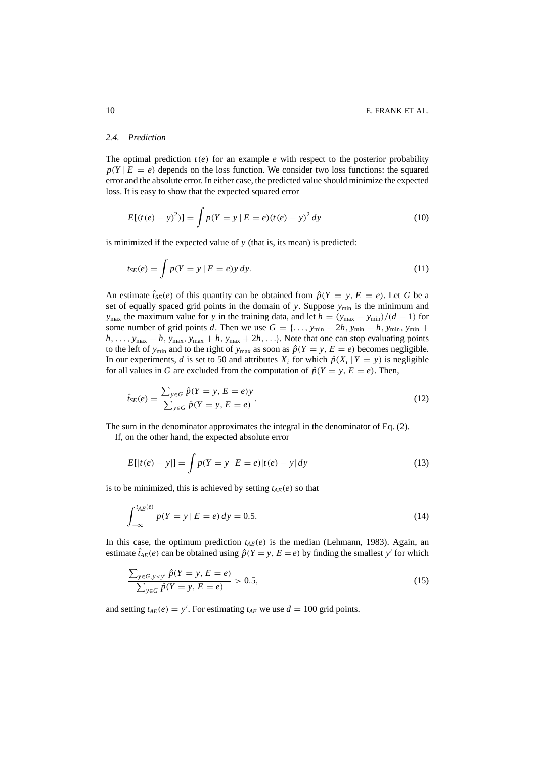### 2.4. *Prediction*

The optimal prediction $t(e)$ for an example $e$ with respect to the posterior probability $p(Y \mid E = e)$ depends on the loss function. We consider two loss functions: the squared error and the absolute error. In either case, the predicted value should minimize the expected loss. It is easy to show that the expected squared error

$$E[(t(e) - y)^2)] = \int p(Y = y \mid E = e)(t(e) - y)^2 \, dy \tag{10}$$

is minimized if the expected value of $y$ (that is, its mean) is predicted:

$$t_{SE}(e) = \int p(Y = y \mid E = e) y \, dy. \tag{11}$$

An estimate $\hat{t}_{SE}(e)$ of this quantity can be obtained from $\hat{p}(Y = y, E = e)$. Let $G$ be a set of equally spaced grid points in the domain of $y$. Suppose $y_{\min}$ is the minimum and $y_{\max}$ the maximum value for $y$ in the training data, and let $h = (y_{\max} - y_{\min})/(d - 1)$ for some number of grid points $d$. Then we use $G = \{\ldots, y_{\min} - 2h, y_{\min} - h, y_{\min}, y_{\min} + h, \ldots, y_{\max} - h, y_{\max}, y_{\max} + h, y_{\max} + 2h, \ldots\}$. Note that one can stop evaluating points to the left of $y_{\min}$ and to the right of $y_{\max}$ as soon as $\hat{p}(Y = y, E = e)$ becomes negligible. In our experiments, $d$ is set to 50 and attributes $X_i$ for which $\hat{p}(X_i \mid Y = y)$ is negligible for all values in $G$ are excluded from the computation of $\hat{p}(Y = y, E = e)$. Then,

$$\hat{t}_{SE}(e) = \frac{\sum_{y \in G} \hat{p}(Y = y, E = e) y}{\sum_{y \in G} \hat{p}(Y = y, E = e)}. \tag{12}$$

The sum in the denominator approximates the integral in the denominator of Eq. (2).

If, on the other hand, the expected absolute error

$$E[|t(e) - y|] = \int p(Y = y \mid E = e)|t(e) - y| \, dy \tag{13}$$

is to be minimized, this is achieved by setting $t_{AE}(e)$ so that

$$\int_{-\infty}^{t_{AE}(e)} p(Y = y \mid E = e) \, dy = 0.5. \tag{14}$$

In this case, the optimum prediction $t_{AE}(e)$ is the median (Lehmann, 1983). Again, an estimate $\hat{t}_{AE}(e)$ can be obtained using $\hat{p}(Y = y, E = e)$ by finding the smallest $y'$ for which

$$\frac{\sum_{y \in G, y < y'} \hat{p}(Y = y, E = e)}{\sum_{y \in G} \hat{p}(Y = y, E = e)} > 0.5, \tag{15}$$

and setting $t_{AE}(e) = y'$. For estimating $t_{AE}$ we use $d = 100$ grid points.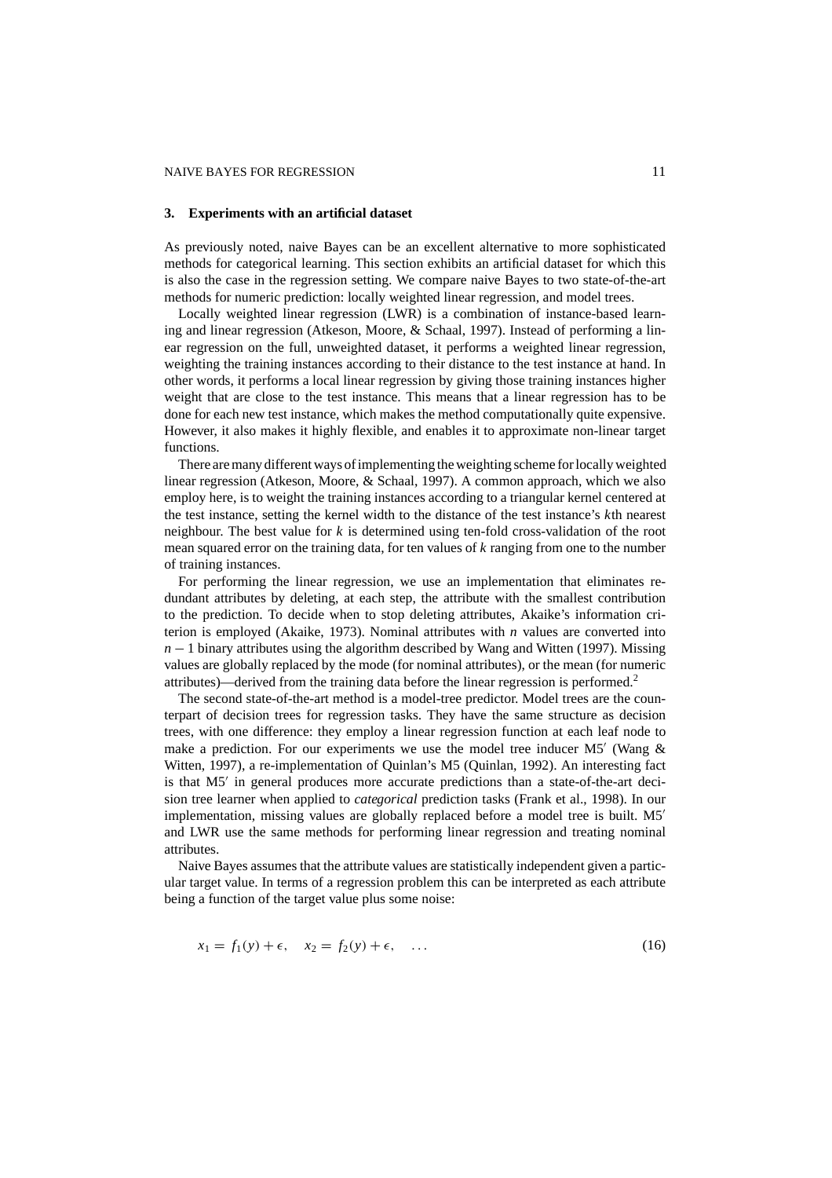## 3. Experiments with an artificial dataset

As previously noted, naive Bayes can be an excellent alternative to more sophisticated methods for categorical learning. This section exhibits an artificial dataset for which this is also the case in the regression setting. We compare naive Bayes to two state-of-the-art methods for numeric prediction: locally weighted linear regression, and model trees.

Locally weighted linear regression (LWR) is a combination of instance-based learning and linear regression (Atkeson, Moore, & Schaal, 1997). Instead of performing a linear regression on the full, unweighted dataset, it performs a weighted linear regression, weighting the training instances according to their distance to the test instance at hand. In other words, it performs a local linear regression by giving those training instances higher weight that are close to the test instance. This means that a linear regression has to be done for each new test instance, which makes the method computationally quite expensive. However, it also makes it highly flexible, and enables it to approximate non-linear target functions.

There are many different ways of implementing the weighting scheme for locally weighted linear regression (Atkeson, Moore, & Schaal, 1997). A common approach, which we also employ here, is to weight the training instances according to a triangular kernel centered at the test instance, setting the kernel width to the distance of the test instance's $k$th nearest neighbour. The best value for $k$ is determined using ten-fold cross-validation of the root mean squared error on the training data, for ten values of $k$ ranging from one to the number of training instances.

For performing the linear regression, we use an implementation that eliminates redundant attributes by deleting, at each step, the attribute with the smallest contribution to the prediction. To decide when to stop deleting attributes, Akaike's information criterion is employed (Akaike, 1973). Nominal attributes with $n$ values are converted into $n - 1$ binary attributes using the algorithm described by Wang and Witten (1997). Missing values are globally replaced by the mode (for nominal attributes), or the mean (for numeric attributes)—derived from the training data before the linear regression is performed.[2]

The second state-of-the-art method is a model-tree predictor. Model trees are the counterpart of decision trees for regression tasks. They have the same structure as decision trees, with one difference: they employ a linear regression function at each leaf node to make a prediction. For our experiments we use the model tree inducer M5′ (Wang & Witten, 1997), a re-implementation of Quinlan's M5 (Quinlan, 1992). An interesting fact is that M5′ in general produces more accurate predictions than a state-of-the-art decision tree learner when applied to *categorical* prediction tasks (Frank et al., 1998). In our implementation, missing values are globally replaced before a model tree is built. M5′ and LWR use the same methods for performing linear regression and treating nominal attributes.

Naive Bayes assumes that the attribute values are statistically independent given a particular target value. In terms of a regression problem this can be interpreted as each attribute being a function of the target value plus some noise:

$$x_1 = f_1(y) + \epsilon, \quad x_2 = f_2(y) + \epsilon, \quad \ldots \tag{16}$$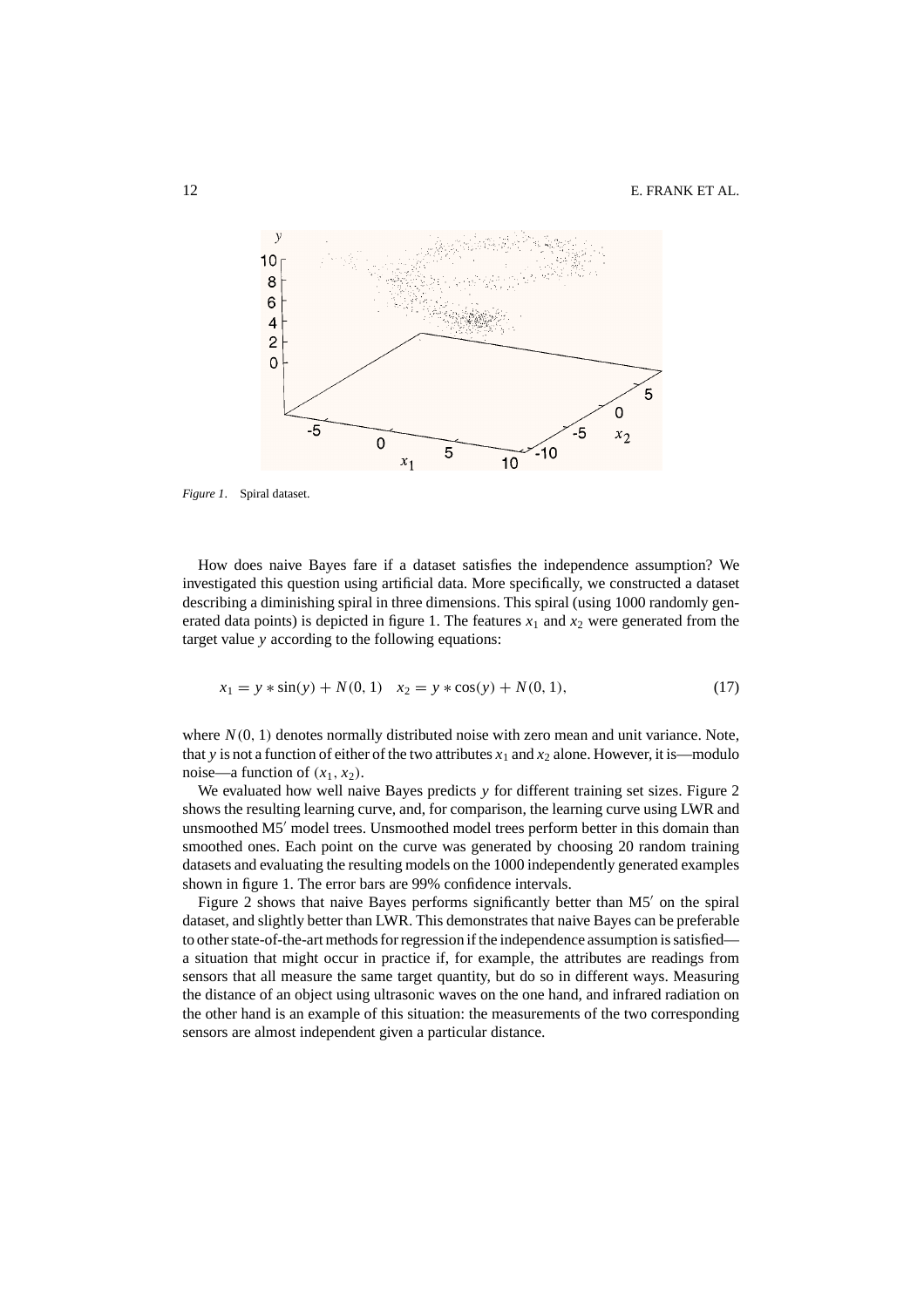*Figure 1*. Spiral dataset.

How does naive Bayes fare if a dataset satisfies the independence assumption? We investigated this question using artificial data. More specifically, we constructed a dataset describing a diminishing spiral in three dimensions. This spiral (using 1000 randomly generated data points) is depicted in figure 1. The features $x_1$ and $x_2$ were generated from the target value $y$ according to the following equations:

$$x_1 = y * \sin(y) + N(0, 1) \quad x_2 = y * \cos(y) + N(0, 1), \tag{17}$$

where $N(0, 1)$ denotes normally distributed noise with zero mean and unit variance. Note, that $y$ is not a function of either of the two attributes $x_1$ and $x_2$ alone. However, it is—modulo noise—a function of $(x_1, x_2)$.

We evaluated how well naive Bayes predicts $y$ for different training set sizes. Figure 2 shows the resulting learning curve, and, for comparison, the learning curve using LWR and unsmoothed M5′ model trees. Unsmoothed model trees perform better in this domain than smoothed ones. Each point on the curve was generated by choosing 20 random training datasets and evaluating the resulting models on the 1000 independently generated examples shown in figure 1. The error bars are 99% confidence intervals.

Figure 2 shows that naive Bayes performs significantly better than M5′ on the spiral dataset, and slightly better than LWR. This demonstrates that naive Bayes can be preferable to other state-of-the-art methods for regression if the independence assumption is satisfied—a situation that might occur in practice if, for example, the attributes are readings from sensors that all measure the same target quantity, but do so in different ways. Measuring the distance of an object using ultrasonic waves on the one hand, and infrared radiation on the other hand is an example of this situation: the measurements of the two corresponding sensors are almost independent given a particular distance.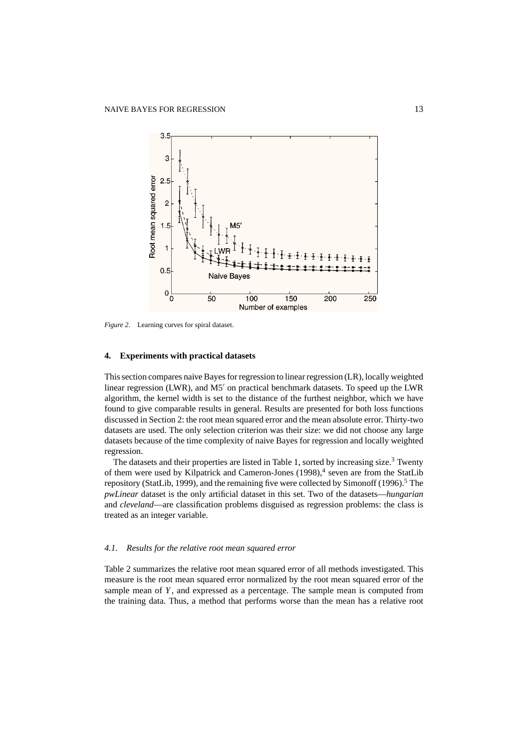*Figure 2*. Learning curves for spiral dataset.

## 4. Experiments with practical datasets

This section compares naive Bayes for regression to linear regression (LR), locally weighted linear regression (LWR), and M5′ on practical benchmark datasets. To speed up the LWR algorithm, the kernel width is set to the distance of the furthest neighbor, which we have found to give comparable results in general. Results are presented for both loss functions discussed in Section 2: the root mean squared error and the mean absolute error. Thirty-two datasets are used. The only selection criterion was their size: we did not choose any large datasets because of the time complexity of naive Bayes for regression and locally weighted regression.

The datasets and their properties are listed in Table 1, sorted by increasing size.[3] Twenty of them were used by Kilpatrick and Cameron-Jones (1998),[4] seven are from the StatLib repository (StatLib, 1999), and the remaining five were collected by Simonoff (1996).[5] The *pwLinear* dataset is the only artificial dataset in this set. Two of the datasets—*hungarian* and *cleveland*—are classification problems disguised as regression problems: the class is treated as an integer variable.

### *4.1. Results for the relative root mean squared error*

Table 2 summarizes the relative root mean squared error of all methods investigated. This measure is the root mean squared error normalized by the root mean squared error of the sample mean of $Y$, and expressed as a percentage. The sample mean is computed from the training data. Thus, a method that performs worse than the mean has a relative root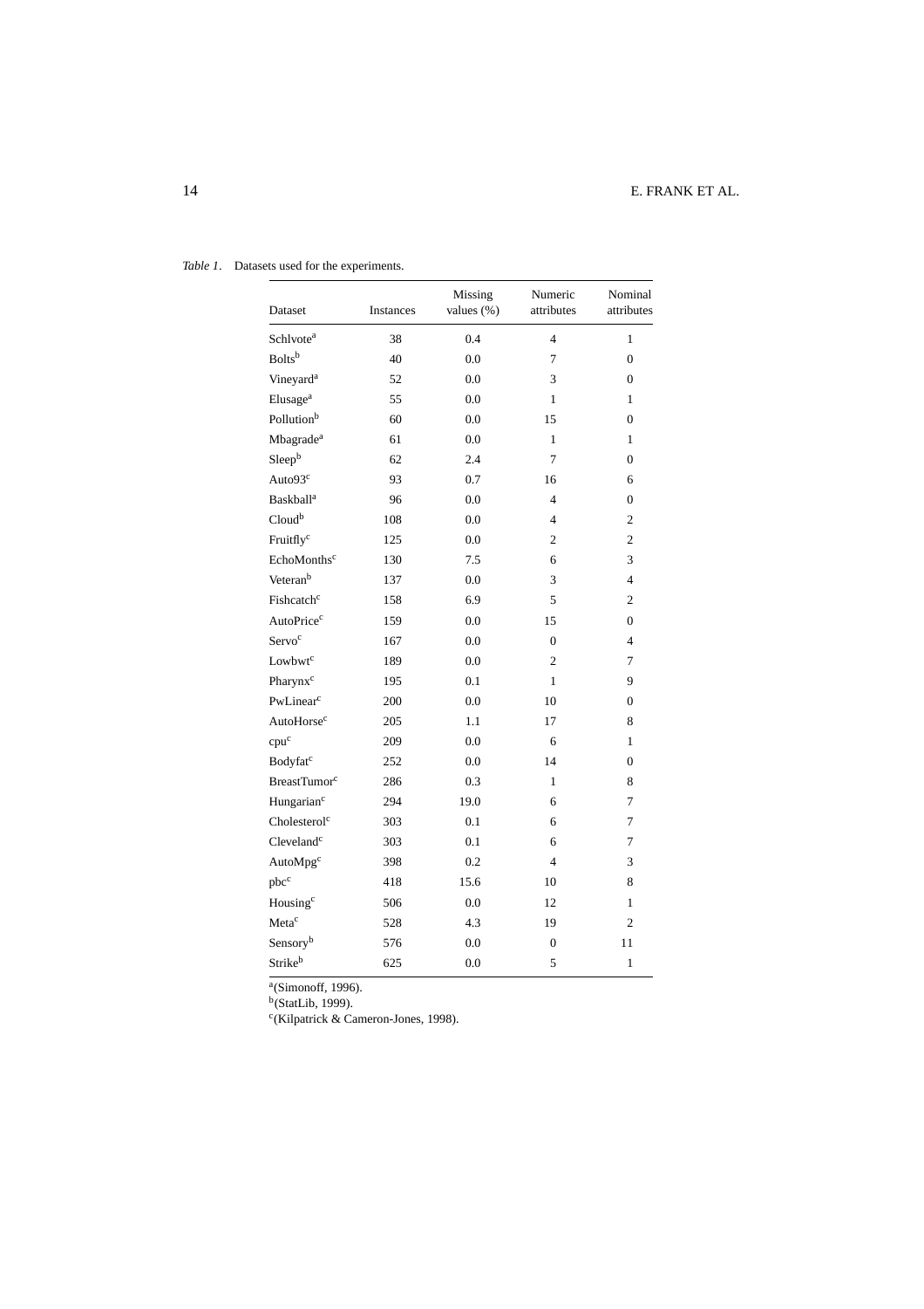*Table 1*. Datasets used for the experiments.

| Dataset | Instances | Missing values (%) | Numeric attributes | Nominal attributes |
|---|---|---|---|---|
| Schlvote[a] | 38 | 0.4 | 4 | 1 |
| Bolts[b] | 40 | 0.0 | 7 | 0 |
| Vineyard[a] | 52 | 0.0 | 3 | 0 |
| Elusage[a] | 55 | 0.0 | 1 | 1 |
| Pollution[b] | 60 | 0.0 | 15 | 0 |
| Mbagrade[a] | 61 | 0.0 | 1 | 1 |
| Sleep[b] | 62 | 2.4 | 7 | 0 |
| Auto93[c] | 93 | 0.7 | 16 | 6 |
| Baskball[a] | 96 | 0.0 | 4 | 0 |
| Cloud[b] | 108 | 0.0 | 4 | 2 |
| Fruitfly[c] | 125 | 0.0 | 2 | 2 |
| EchoMonths[c] | 130 | 7.5 | 6 | 3 |
| Veteran[b] | 137 | 0.0 | 3 | 4 |
| Fishcatch[c] | 158 | 6.9 | 5 | 2 |
| AutoPrice[c] | 159 | 0.0 | 15 | 0 |
| Servo[c] | 167 | 0.0 | 0 | 4 |
| Lowbwt[c] | 189 | 0.0 | 2 | 7 |
| Pharynx[c] | 195 | 0.1 | 1 | 9 |
| PwLinear[c] | 200 | 0.0 | 10 | 0 |
| AutoHorse[c] | 205 | 1.1 | 17 | 8 |
| cpu[c] | 209 | 0.0 | 6 | 1 |
| Bodyfat[c] | 252 | 0.0 | 14 | 0 |
| BreastTumor[c] | 286 | 0.3 | 1 | 8 |
| Hungarian[c] | 294 | 19.0 | 6 | 7 |
| Cholesterol[c] | 303 | 0.1 | 6 | 7 |
| Cleveland[c] | 303 | 0.1 | 6 | 7 |
| AutoMpg[c] | 398 | 0.2 | 4 | 3 |
| pbc[c] | 418 | 15.6 | 10 | 8 |
| Housing[c] | 506 | 0.0 | 12 | 1 |
| Meta[c] | 528 | 4.3 | 19 | 2 |
| Sensory[b] | 576 | 0.0 | 0 | 11 |
| Strike[b] | 625 | 0.0 | 5 | 1 |

[a](Simonoff, 1996).
[b](StatLib, 1999).
[c](Kilpatrick & Cameron-Jones, 1998).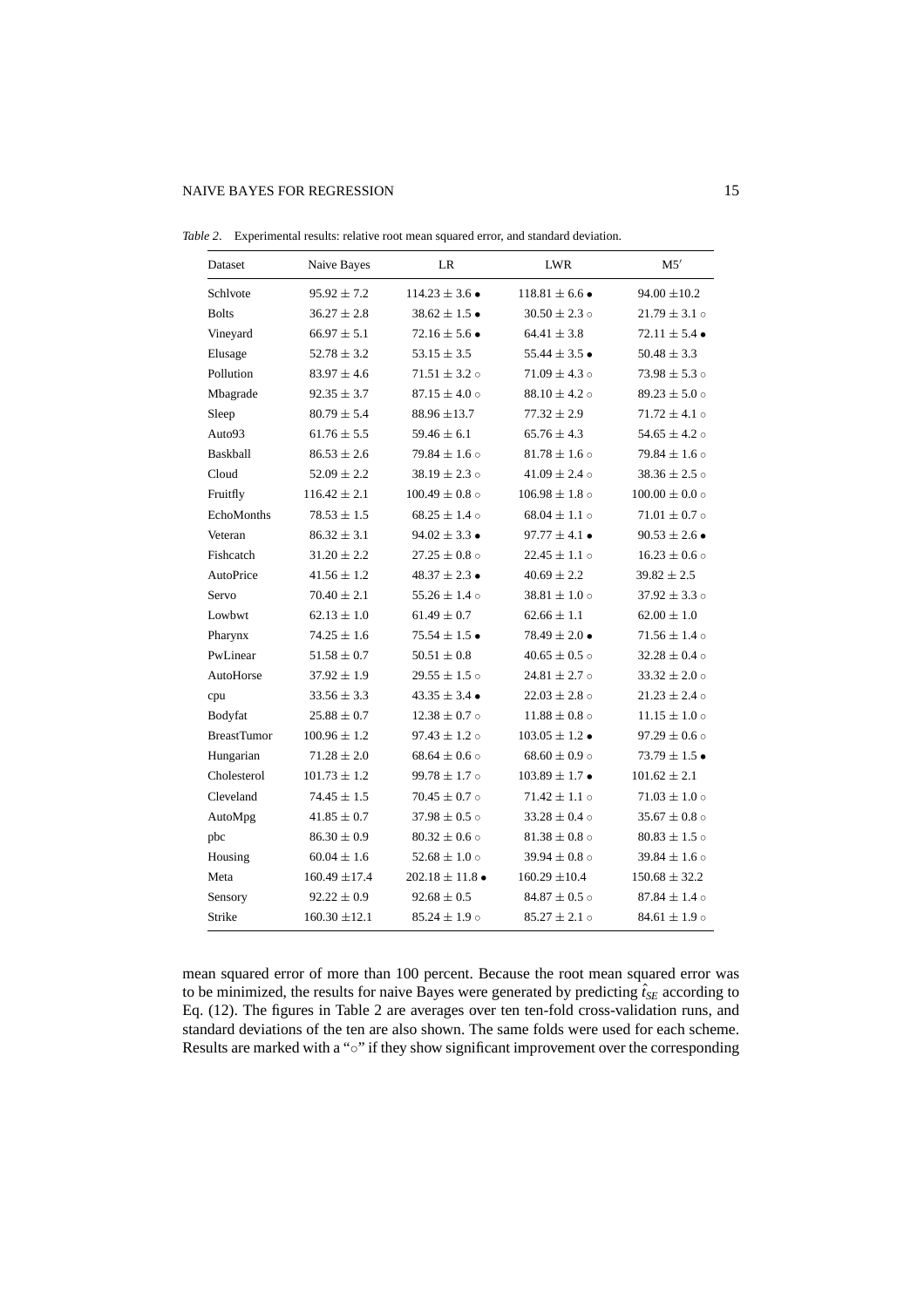*Table 2.* Experimental results: relative root mean squared error, and standard deviation.

| Dataset | Naive Bayes | LR | LWR | M5′ |
|---|---|---|---|---|
| Schlvote | 95.92 ± 7.2 | 114.23 ± 3.6 • | 118.81 ± 6.6 • | 94.00 ±10.2 |
| Bolts | 36.27 ± 2.8 | 38.62 ± 1.5 • | 30.50 ± 2.3 ◦ | 21.79 ± 3.1 ◦ |
| Vineyard | 66.97 ± 5.1 | 72.16 ± 5.6 • | 64.41 ± 3.8 | 72.11 ± 5.4 • |
| Elusage | 52.78 ± 3.2 | 53.15 ± 3.5 | 55.44 ± 3.5 • | 50.48 ± 3.3 |
| Pollution | 83.97 ± 4.6 | 71.51 ± 3.2 ◦ | 71.09 ± 4.3 ◦ | 73.98 ± 5.3 ◦ |
| Mbagrade | 92.35 ± 3.7 | 87.15 ± 4.0 ◦ | 88.10 ± 4.2 ◦ | 89.23 ± 5.0 ◦ |
| Sleep | 80.79 ± 5.4 | 88.96 ±13.7 | 77.32 ± 2.9 | 71.72 ± 4.1 ◦ |
| Auto93 | 61.76 ± 5.5 | 59.46 ± 6.1 | 65.76 ± 4.3 | 54.65 ± 4.2 ◦ |
| Baskball | 86.53 ± 2.6 | 79.84 ± 1.6 ◦ | 81.78 ± 1.6 ◦ | 79.84 ± 1.6 ◦ |
| Cloud | 52.09 ± 2.2 | 38.19 ± 2.3 ◦ | 41.09 ± 2.4 ◦ | 38.36 ± 2.5 ◦ |
| Fruitfly | 116.42 ± 2.1 | 100.49 ± 0.8 ◦ | 106.98 ± 1.8 ◦ | 100.00 ± 0.0 ◦ |
| EchoMonths | 78.53 ± 1.5 | 68.25 ± 1.4 ◦ | 68.04 ± 1.1 ◦ | 71.01 ± 0.7 ◦ |
| Veteran | 86.32 ± 3.1 | 94.02 ± 3.3 • | 97.77 ± 4.1 • | 90.53 ± 2.6 • |
| Fishcatch | 31.20 ± 2.2 | 27.25 ± 0.8 ◦ | 22.45 ± 1.1 ◦ | 16.23 ± 0.6 ◦ |
| AutoPrice | 41.56 ± 1.2 | 48.37 ± 2.3 • | 40.69 ± 2.2 | 39.82 ± 2.5 |
| Servo | 70.40 ± 2.1 | 55.26 ± 1.4 ◦ | 38.81 ± 1.0 ◦ | 37.92 ± 3.3 ◦ |
| Lowbwt | 62.13 ± 1.0 | 61.49 ± 0.7 | 62.66 ± 1.1 | 62.00 ± 1.0 |
| Pharynx | 74.25 ± 1.6 | 75.54 ± 1.5 • | 78.49 ± 2.0 • | 71.56 ± 1.4 ◦ |
| PwLinear | 51.58 ± 0.7 | 50.51 ± 0.8 | 40.65 ± 0.5 ◦ | 32.28 ± 0.4 ◦ |
| AutoHorse | 37.92 ± 1.9 | 29.55 ± 1.5 ◦ | 24.81 ± 2.7 ◦ | 33.32 ± 2.0 ◦ |
| cpu | 33.56 ± 3.3 | 43.35 ± 3.4 • | 22.03 ± 2.8 ◦ | 21.23 ± 2.4 ◦ |
| Bodyfat | 25.88 ± 0.7 | 12.38 ± 0.7 ◦ | 11.88 ± 0.8 ◦ | 11.15 ± 1.0 ◦ |
| BreastTumor | 100.96 ± 1.2 | 97.43 ± 1.2 ◦ | 103.05 ± 1.2 • | 97.29 ± 0.6 ◦ |
| Hungarian | 71.28 ± 2.0 | 68.64 ± 0.6 ◦ | 68.60 ± 0.9 ◦ | 73.79 ± 1.5 • |
| Cholesterol | 101.73 ± 1.2 | 99.78 ± 1.7 ◦ | 103.89 ± 1.7 • | 101.62 ± 2.1 |
| Cleveland | 74.45 ± 1.5 | 70.45 ± 0.7 ◦ | 71.42 ± 1.1 ◦ | 71.03 ± 1.0 ◦ |
| AutoMpg | 41.85 ± 0.7 | 37.98 ± 0.5 ◦ | 33.28 ± 0.4 ◦ | 35.67 ± 0.8 ◦ |
| pbc | 86.30 ± 0.9 | 80.32 ± 0.6 ◦ | 81.38 ± 0.8 ◦ | 80.83 ± 1.5 ◦ |
| Housing | 60.04 ± 1.6 | 52.68 ± 1.0 ◦ | 39.94 ± 0.8 ◦ | 39.84 ± 1.6 ◦ |
| Meta | 160.49 ±17.4 | 202.18 ± 11.8 • | 160.29 ±10.4 | 150.68 ± 32.2 |
| Sensory | 92.22 ± 0.9 | 92.68 ± 0.5 | 84.87 ± 0.5 ◦ | 87.84 ± 1.4 ◦ |
| Strike | 160.30 ±12.1 | 85.24 ± 1.9 ◦ | 85.27 ± 2.1 ◦ | 84.61 ± 1.9 ◦ |

mean squared error of more than 100 percent. Because the root mean squared error was to be minimized, the results for naive Bayes were generated by predicting $\hat{t}_{SE}$ according to Eq. (12). The figures in Table 2 are averages over ten ten-fold cross-validation runs, and standard deviations of the ten are also shown. The same folds were used for each scheme. Results are marked with a "◦" if they show significant improvement over the corresponding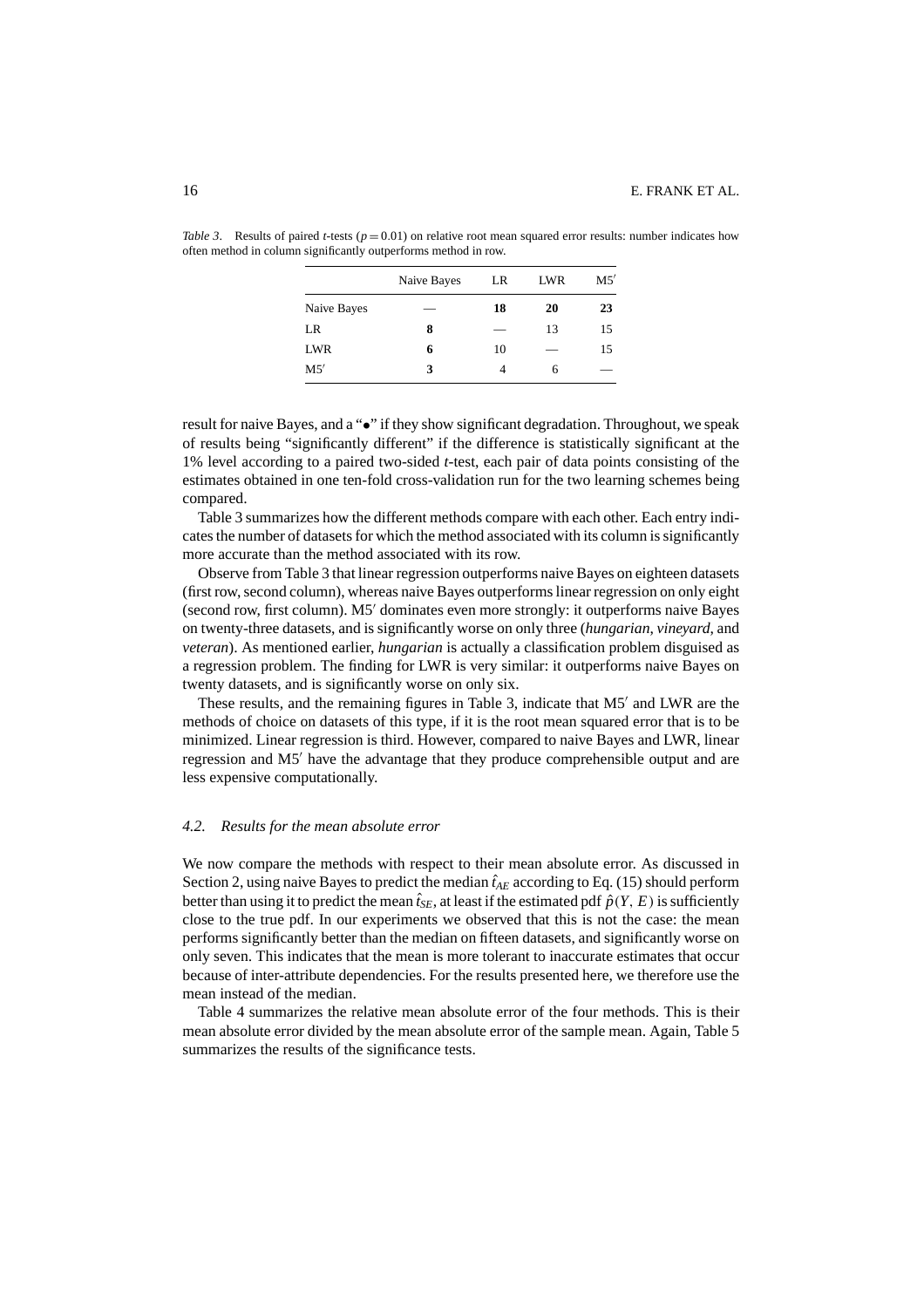*Table 3*. Results of paired *t*-tests ($p = 0.01$) on relative root mean squared error results: number indicates how often method in column significantly outperforms method in row.

| | Naive Bayes | LR | LWR | M5′ |
|---|---|---|---|---|
| Naive Bayes | — | **18** | **20** | **23** |
| LR | **8** | — | 13 | 15 |
| LWR | **6** | 10 | — | 15 |
| M5′ | **3** | 4 | 6 | — |

result for naive Bayes, and a "•" if they show significant degradation. Throughout, we speak of results being "significantly different" if the difference is statistically significant at the 1% level according to a paired two-sided *t*-test, each pair of data points consisting of the estimates obtained in one ten-fold cross-validation run for the two learning schemes being compared.

Table 3 summarizes how the different methods compare with each other. Each entry indicates the number of datasets for which the method associated with its column is significantly more accurate than the method associated with its row.

Observe from Table 3 that linear regression outperforms naive Bayes on eighteen datasets (first row, second column), whereas naive Bayes outperforms linear regression on only eight (second row, first column). M5′ dominates even more strongly: it outperforms naive Bayes on twenty-three datasets, and is significantly worse on only three (*hungarian*, *vineyard*, and *veteran*). As mentioned earlier, *hungarian* is actually a classification problem disguised as a regression problem. The finding for LWR is very similar: it outperforms naive Bayes on twenty datasets, and is significantly worse on only six.

These results, and the remaining figures in Table 3, indicate that M5′ and LWR are the methods of choice on datasets of this type, if it is the root mean squared error that is to be minimized. Linear regression is third. However, compared to naive Bayes and LWR, linear regression and M5′ have the advantage that they produce comprehensible output and are less expensive computationally.

### *4.2. Results for the mean absolute error*

We now compare the methods with respect to their mean absolute error. As discussed in Section 2, using naive Bayes to predict the median $\hat{t}_{AE}$ according to Eq. (15) should perform better than using it to predict the mean $\hat{t}_{SE}$, at least if the estimated pdf $\hat{p}(Y, E)$ is sufficiently close to the true pdf. In our experiments we observed that this is not the case: the mean performs significantly better than the median on fifteen datasets, and significantly worse on only seven. This indicates that the mean is more tolerant to inaccurate estimates that occur because of inter-attribute dependencies. For the results presented here, we therefore use the mean instead of the median.

Table 4 summarizes the relative mean absolute error of the four methods. This is their mean absolute error divided by the mean absolute error of the sample mean. Again, Table 5 summarizes the results of the significance tests.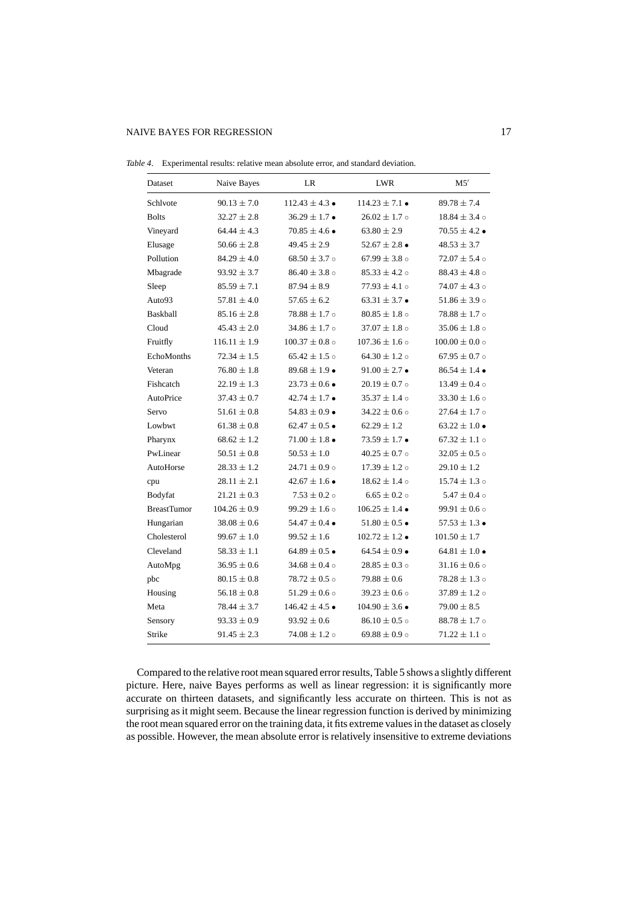*Table 4*. Experimental results: relative mean absolute error, and standard deviation.

| Dataset | Naive Bayes | LR | LWR | M5′ |
|---|---|---|---|---|
| Schlvote | $90.13 \pm 7.0$ | $112.43 \pm 4.3$ • | $114.23 \pm 7.1$ • | $89.78 \pm 7.4$ |
| Bolts | $32.27 \pm 2.8$ | $36.29 \pm 1.7$ • | $26.02 \pm 1.7$ ◦ | $18.84 \pm 3.4$ ◦ |
| Vineyard | $64.44 \pm 4.3$ | $70.85 \pm 4.6$ • | $63.80 \pm 2.9$ | $70.55 \pm 4.2$ • |
| Elusage | $50.66 \pm 2.8$ | $49.45 \pm 2.9$ | $52.67 \pm 2.8$ • | $48.53 \pm 3.7$ |
| Pollution | $84.29 \pm 4.0$ | $68.50 \pm 3.7$ ◦ | $67.99 \pm 3.8$ ◦ | $72.07 \pm 5.4$ ◦ |
| Mbagrade | $93.92 \pm 3.7$ | $86.40 \pm 3.8$ ◦ | $85.33 \pm 4.2$ ◦ | $88.43 \pm 4.8$ ◦ |
| Sleep | $85.59 \pm 7.1$ | $87.94 \pm 8.9$ | $77.93 \pm 4.1$ ◦ | $74.07 \pm 4.3$ ◦ |
| Auto93 | $57.81 \pm 4.0$ | $57.65 \pm 6.2$ | $63.31 \pm 3.7$ • | $51.86 \pm 3.9$ ◦ |
| Baskball | $85.16 \pm 2.8$ | $78.88 \pm 1.7$ ◦ | $80.85 \pm 1.8$ ◦ | $78.88 \pm 1.7$ ◦ |
| Cloud | $45.43 \pm 2.0$ | $34.86 \pm 1.7$ ◦ | $37.07 \pm 1.8$ ◦ | $35.06 \pm 1.8$ ◦ |
| Fruitfly | $116.11 \pm 1.9$ | $100.37 \pm 0.8$ ◦ | $107.36 \pm 1.6$ ◦ | $100.00 \pm 0.0$ ◦ |
| EchoMonths | $72.34 \pm 1.5$ | $65.42 \pm 1.5$ ◦ | $64.30 \pm 1.2$ ◦ | $67.95 \pm 0.7$ ◦ |
| Veteran | $76.80 \pm 1.8$ | $89.68 \pm 1.9$ • | $91.00 \pm 2.7$ • | $86.54 \pm 1.4$ • |
| Fishcatch | $22.19 \pm 1.3$ | $23.73 \pm 0.6$ • | $20.19 \pm 0.7$ ◦ | $13.49 \pm 0.4$ ◦ |
| AutoPrice | $37.43 \pm 0.7$ | $42.74 \pm 1.7$ • | $35.37 \pm 1.4$ ◦ | $33.30 \pm 1.6$ ◦ |
| Servo | $51.61 \pm 0.8$ | $54.83 \pm 0.9$ • | $34.22 \pm 0.6$ ◦ | $27.64 \pm 1.7$ ◦ |
| Lowbwt | $61.38 \pm 0.8$ | $62.47 \pm 0.5$ • | $62.29 \pm 1.2$ | $63.22 \pm 1.0$ • |
| Pharynx | $68.62 \pm 1.2$ | $71.00 \pm 1.8$ • | $73.59 \pm 1.7$ • | $67.32 \pm 1.1$ ◦ |
| PwLinear | $50.51 \pm 0.8$ | $50.53 \pm 1.0$ | $40.25 \pm 0.7$ ◦ | $32.05 \pm 0.5$ ◦ |
| AutoHorse | $28.33 \pm 1.2$ | $24.71 \pm 0.9$ ◦ | $17.39 \pm 1.2$ ◦ | $29.10 \pm 1.2$ |
| cpu | $28.11 \pm 2.1$ | $42.67 \pm 1.6$ • | $18.62 \pm 1.4$ ◦ | $15.74 \pm 1.3$ ◦ |
| Bodyfat | $21.21 \pm 0.3$ | $7.53 \pm 0.2$ ◦ | $6.65 \pm 0.2$ ◦ | $5.47 \pm 0.4$ ◦ |
| BreastTumor | $104.26 \pm 0.9$ | $99.29 \pm 1.6$ ◦ | $106.25 \pm 1.4$ • | $99.91 \pm 0.6$ ◦ |
| Hungarian | $38.08 \pm 0.6$ | $54.47 \pm 0.4$ • | $51.80 \pm 0.5$ • | $57.53 \pm 1.3$ • |
| Cholesterol | $99.67 \pm 1.0$ | $99.52 \pm 1.6$ | $102.72 \pm 1.2$ • | $101.50 \pm 1.7$ |
| Cleveland | $58.33 \pm 1.1$ | $64.89 \pm 0.5$ • | $64.54 \pm 0.9$ • | $64.81 \pm 1.0$ • |
| AutoMpg | $36.95 \pm 0.6$ | $34.68 \pm 0.4$ ◦ | $28.85 \pm 0.3$ ◦ | $31.16 \pm 0.6$ ◦ |
| pbc | $80.15 \pm 0.8$ | $78.72 \pm 0.5$ ◦ | $79.88 \pm 0.6$ | $78.28 \pm 1.3$ ◦ |
| Housing | $56.18 \pm 0.8$ | $51.29 \pm 0.6$ ◦ | $39.23 \pm 0.6$ ◦ | $37.89 \pm 1.2$ ◦ |
| Meta | $78.44 \pm 3.7$ | $146.42 \pm 4.5$ • | $104.90 \pm 3.6$ • | $79.00 \pm 8.5$ |
| Sensory | $93.33 \pm 0.9$ | $93.92 \pm 0.6$ | $86.10 \pm 0.5$ ◦ | $88.78 \pm 1.7$ ◦ |
| Strike | $91.45 \pm 2.3$ | $74.08 \pm 1.2$ ◦ | $69.88 \pm 0.9$ ◦ | $71.22 \pm 1.1$ ◦ |

Compared to the relative root mean squared error results, Table 5 shows a slightly different picture. Here, naive Bayes performs as well as linear regression: it is significantly more accurate on thirteen datasets, and significantly less accurate on thirteen. This is not as surprising as it might seem. Because the linear regression function is derived by minimizing the root mean squared error on the training data, it fits extreme values in the dataset as closely as possible. However, the mean absolute error is relatively insensitive to extreme deviations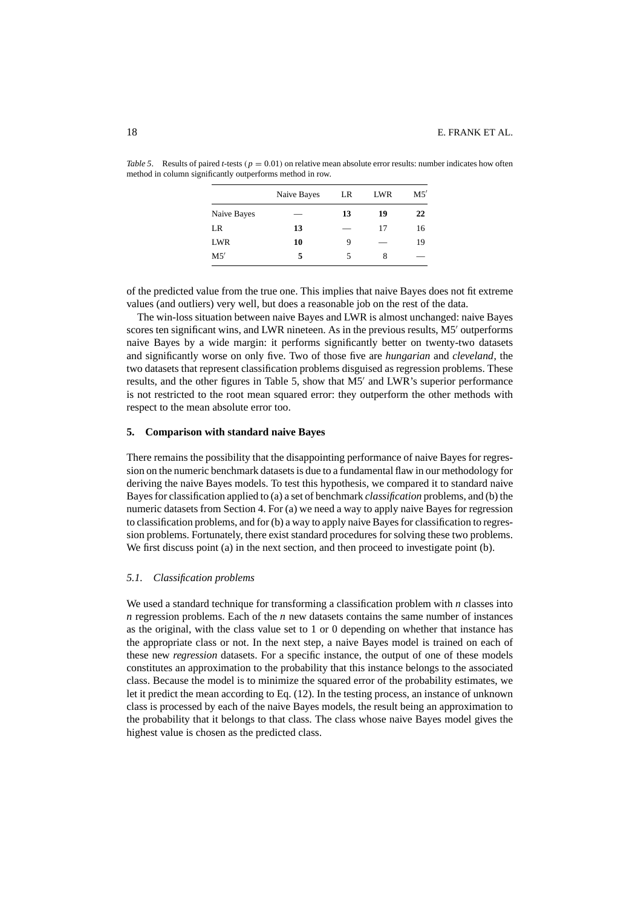*Table 5*. Results of paired *t*-tests ($p = 0.01$) on relative mean absolute error results: number indicates how often method in column significantly outperforms method in row.

| | Naive Bayes | LR | LWR | M5′ |
|---|---|---|---|---|
| Naive Bayes | — | **13** | **19** | **22** |
| LR | **13** | — | 17 | 16 |
| LWR | **10** | 9 | — | 19 |
| M5′ | **5** | 5 | 8 | — |

of the predicted value from the true one. This implies that naive Bayes does not fit extreme values (and outliers) very well, but does a reasonable job on the rest of the data.

The win-loss situation between naive Bayes and LWR is almost unchanged: naive Bayes scores ten significant wins, and LWR nineteen. As in the previous results, M5′ outperforms naive Bayes by a wide margin: it performs significantly better on twenty-two datasets and significantly worse on only five. Two of those five are *hungarian* and *cleveland*, the two datasets that represent classification problems disguised as regression problems. These results, and the other figures in Table 5, show that M5′ and LWR's superior performance is not restricted to the root mean squared error: they outperform the other methods with respect to the mean absolute error too.

## 5. Comparison with standard naive Bayes

There remains the possibility that the disappointing performance of naive Bayes for regression on the numeric benchmark datasets is due to a fundamental flaw in our methodology for deriving the naive Bayes models. To test this hypothesis, we compared it to standard naive Bayes for classification applied to (a) a set of benchmark *classification* problems, and (b) the numeric datasets from Section 4. For (a) we need a way to apply naive Bayes for regression to classification problems, and for (b) a way to apply naive Bayes for classification to regression problems. Fortunately, there exist standard procedures for solving these two problems. We first discuss point (a) in the next section, and then proceed to investigate point (b).

### 5.1. Classification problems

We used a standard technique for transforming a classification problem with $n$ classes into $n$ regression problems. Each of the $n$ new datasets contains the same number of instances as the original, with the class value set to 1 or 0 depending on whether that instance has the appropriate class or not. In the next step, a naive Bayes model is trained on each of these new *regression* datasets. For a specific instance, the output of one of these models constitutes an approximation to the probability that this instance belongs to the associated class. Because the model is to minimize the squared error of the probability estimates, we let it predict the mean according to Eq. (12). In the testing process, an instance of unknown class is processed by each of the naive Bayes models, the result being an approximation to the probability that it belongs to that class. The class whose naive Bayes model gives the highest value is chosen as the predicted class.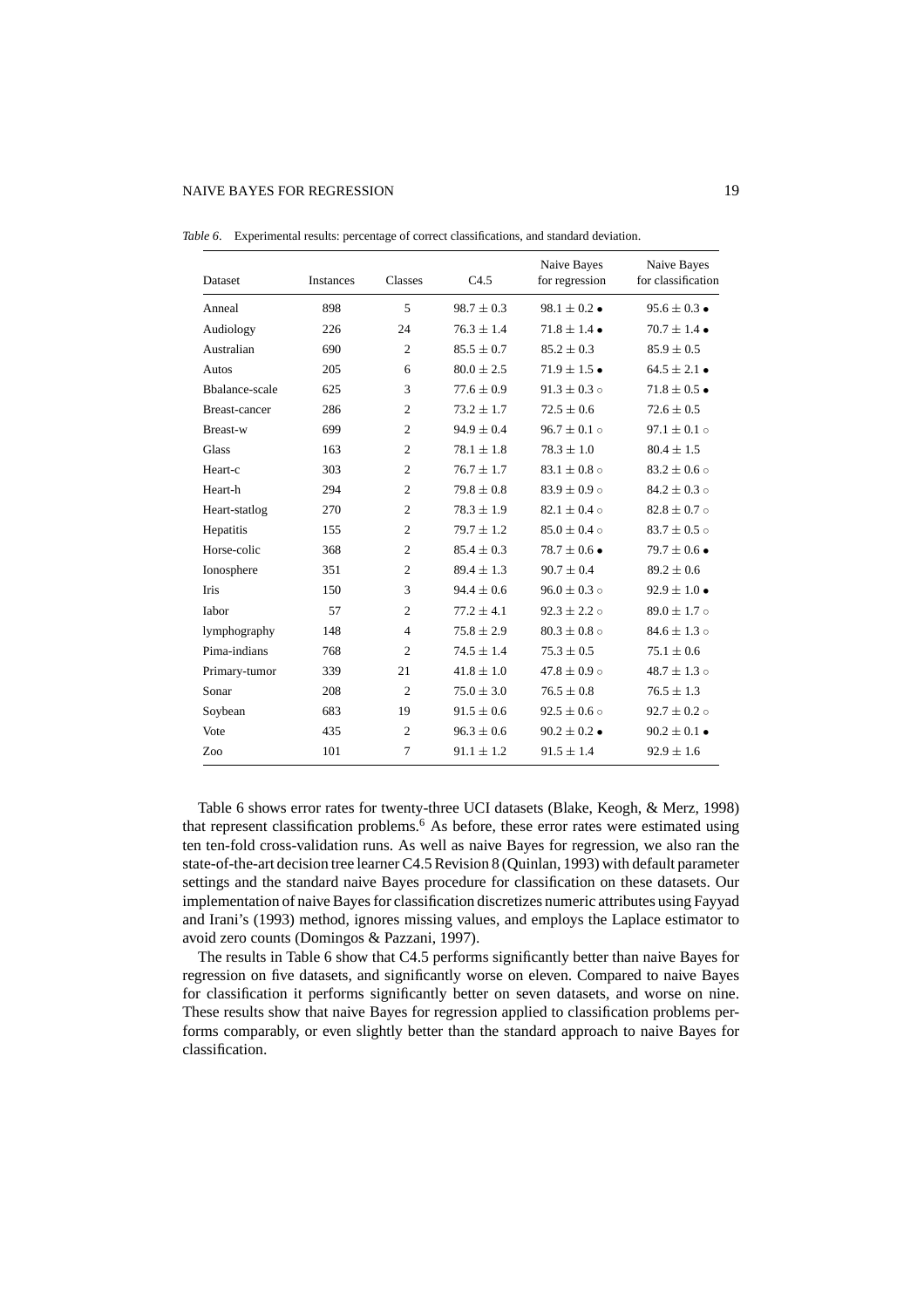*Table 6.* Experimental results: percentage of correct classifications, and standard deviation.

| Dataset | Instances | Classes | C4.5 | Naive Bayes for regression | Naive Bayes for classification |
|---|---|---|---|---|---|
| Anneal | 898 | 5 | $98.7 \pm 0.3$ | $98.1 \pm 0.2$ • | $95.6 \pm 0.3$ • |
| Audiology | 226 | 24 | $76.3 \pm 1.4$ | $71.8 \pm 1.4$ • | $70.7 \pm 1.4$ • |
| Australian | 690 | 2 | $85.5 \pm 0.7$ | $85.2 \pm 0.3$ | $85.9 \pm 0.5$ |
| Autos | 205 | 6 | $80.0 \pm 2.5$ | $71.9 \pm 1.5$ • | $64.5 \pm 2.1$ • |
| Bbalance-scale | 625 | 3 | $77.6 \pm 0.9$ | $91.3 \pm 0.3$ ◦ | $71.8 \pm 0.5$ • |
| Breast-cancer | 286 | 2 | $73.2 \pm 1.7$ | $72.5 \pm 0.6$ | $72.6 \pm 0.5$ |
| Breast-w | 699 | 2 | $94.9 \pm 0.4$ | $96.7 \pm 0.1$ ◦ | $97.1 \pm 0.1$ ◦ |
| Glass | 163 | 2 | $78.1 \pm 1.8$ | $78.3 \pm 1.0$ | $80.4 \pm 1.5$ |
| Heart-c | 303 | 2 | $76.7 \pm 1.7$ | $83.1 \pm 0.8$ ◦ | $83.2 \pm 0.6$ ◦ |
| Heart-h | 294 | 2 | $79.8 \pm 0.8$ | $83.9 \pm 0.9$ ◦ | $84.2 \pm 0.3$ ◦ |
| Heart-statlog | 270 | 2 | $78.3 \pm 1.9$ | $82.1 \pm 0.4$ ◦ | $82.8 \pm 0.7$ ◦ |
| Hepatitis | 155 | 2 | $79.7 \pm 1.2$ | $85.0 \pm 0.4$ ◦ | $83.7 \pm 0.5$ ◦ |
| Horse-colic | 368 | 2 | $85.4 \pm 0.3$ | $78.7 \pm 0.6$ • | $79.7 \pm 0.6$ • |
| Ionosphere | 351 | 2 | $89.4 \pm 1.3$ | $90.7 \pm 0.4$ | $89.2 \pm 0.6$ |
| Iris | 150 | 3 | $94.4 \pm 0.6$ | $96.0 \pm 0.3$ ◦ | $92.9 \pm 1.0$ • |
| Iabor | 57 | 2 | $77.2 \pm 4.1$ | $92.3 \pm 2.2$ ◦ | $89.0 \pm 1.7$ ◦ |
| lymphography | 148 | 4 | $75.8 \pm 2.9$ | $80.3 \pm 0.8$ ◦ | $84.6 \pm 1.3$ ◦ |
| Pima-indians | 768 | 2 | $74.5 \pm 1.4$ | $75.3 \pm 0.5$ | $75.1 \pm 0.6$ |
| Primary-tumor | 339 | 21 | $41.8 \pm 1.0$ | $47.8 \pm 0.9$ ◦ | $48.7 \pm 1.3$ ◦ |
| Sonar | 208 | 2 | $75.0 \pm 3.0$ | $76.5 \pm 0.8$ | $76.5 \pm 1.3$ |
| Soybean | 683 | 19 | $91.5 \pm 0.6$ | $92.5 \pm 0.6$ ◦ | $92.7 \pm 0.2$ ◦ |
| Vote | 435 | 2 | $96.3 \pm 0.6$ | $90.2 \pm 0.2$ • | $90.2 \pm 0.1$ • |
| Zoo | 101 | 7 | $91.1 \pm 1.2$ | $91.5 \pm 1.4$ | $92.9 \pm 1.6$ |

Table 6 shows error rates for twenty-three UCI datasets (Blake, Keogh, & Merz, 1998) that represent classification problems.[6] As before, these error rates were estimated using ten ten-fold cross-validation runs. As well as naive Bayes for regression, we also ran the state-of-the-art decision tree learner C4.5 Revision 8 (Quinlan, 1993) with default parameter settings and the standard naive Bayes procedure for classification on these datasets. Our implementation of naive Bayes for classification discretizes numeric attributes using Fayyad and Irani's (1993) method, ignores missing values, and employs the Laplace estimator to avoid zero counts (Domingos & Pazzani, 1997).

The results in Table 6 show that C4.5 performs significantly better than naive Bayes for regression on five datasets, and significantly worse on eleven. Compared to naive Bayes for classification it performs significantly better on seven datasets, and worse on nine. These results show that naive Bayes for regression applied to classification problems performs comparably, or even slightly better than the standard approach to naive Bayes for classification.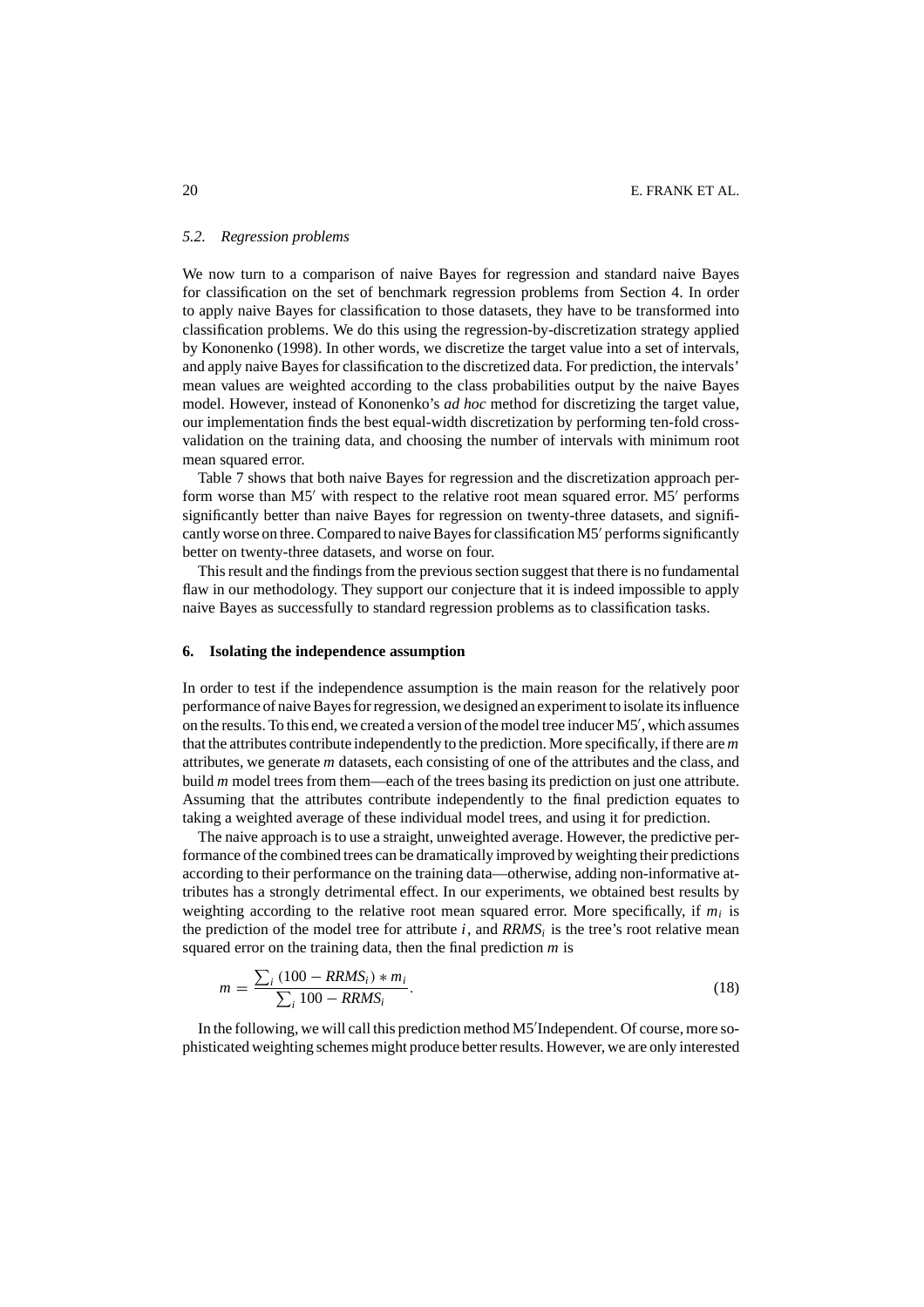### *5.2. Regression problems*

We now turn to a comparison of naive Bayes for regression and standard naive Bayes for classification on the set of benchmark regression problems from Section 4. In order to apply naive Bayes for classification to those datasets, they have to be transformed into classification problems. We do this using the regression-by-discretization strategy applied by Kononenko (1998). In other words, we discretize the target value into a set of intervals, and apply naive Bayes for classification to the discretized data. For prediction, the intervals' mean values are weighted according to the class probabilities output by the naive Bayes model. However, instead of Kononenko's *ad hoc* method for discretizing the target value, our implementation finds the best equal-width discretization by performing ten-fold cross-validation on the training data, and choosing the number of intervals with minimum root mean squared error.

Table 7 shows that both naive Bayes for regression and the discretization approach perform worse than M5′ with respect to the relative root mean squared error. M5′ performs significantly better than naive Bayes for regression on twenty-three datasets, and significantly worse on three. Compared to naive Bayes for classification M5′ performs significantly better on twenty-three datasets, and worse on four.

This result and the findings from the previous section suggest that there is no fundamental flaw in our methodology. They support our conjecture that it is indeed impossible to apply naive Bayes as successfully to standard regression problems as to classification tasks.

## 6. Isolating the independence assumption

In order to test if the independence assumption is the main reason for the relatively poor performance of naive Bayes for regression, we designed an experiment to isolate its influence on the results. To this end, we created a version of the model tree inducer M5′, which assumes that the attributes contribute independently to the prediction. More specifically, if there are $m$ attributes, we generate $m$ datasets, each consisting of one of the attributes and the class, and build $m$ model trees from them—each of the trees basing its prediction on just one attribute. Assuming that the attributes contribute independently to the final prediction equates to taking a weighted average of these individual model trees, and using it for prediction.

The naive approach is to use a straight, unweighted average. However, the predictive performance of the combined trees can be dramatically improved by weighting their predictions according to their performance on the training data—otherwise, adding non-informative attributes has a strongly detrimental effect. In our experiments, we obtained best results by weighting according to the relative root mean squared error. More specifically, if $m_i$ is the prediction of the model tree for attribute $i$, and $RRMS_i$ is the tree's root relative mean squared error on the training data, then the final prediction $m$ is

$$m = \frac{\sum_i (100 - RRMS_i) * m_i}{\sum_i 100 - RRMS_i}. \tag{18}$$

In the following, we will call this prediction method M5′Independent. Of course, more sophisticated weighting schemes might produce better results. However, we are only interested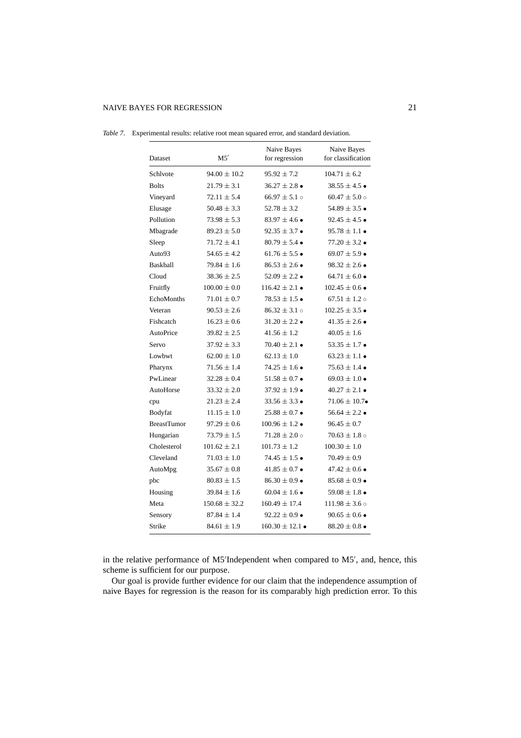*Table 7*. Experimental results: relative root mean squared error, and standard deviation.

| Dataset | M5′ | Naive Bayes for regression | Naive Bayes for classification |
|---|---|---|---|
| Schlvote | 94.00 ± 10.2 | 95.92 ± 7.2 | 104.71 ± 6.2 |
| Bolts | 21.79 ± 3.1 | 36.27 ± 2.8 • | 38.55 ± 4.5 • |
| Vineyard | 72.11 ± 5.4 | 66.97 ± 5.1 ∘ | 60.47 ± 5.0 ∘ |
| Elusage | 50.48 ± 3.3 | 52.78 ± 3.2 | 54.89 ± 3.5 • |
| Pollution | 73.98 ± 5.3 | 83.97 ± 4.6 • | 92.45 ± 4.5 • |
| Mbagrade | 89.23 ± 5.0 | 92.35 ± 3.7 • | 95.78 ± 1.1 • |
| Sleep | 71.72 ± 4.1 | 80.79 ± 5.4 • | 77.20 ± 3.2 • |
| Auto93 | 54.65 ± 4.2 | 61.76 ± 5.5 • | 69.07 ± 5.9 • |
| Baskball | 79.84 ± 1.6 | 86.53 ± 2.6 • | 98.32 ± 2.6 • |
| Cloud | 38.36 ± 2.5 | 52.09 ± 2.2 • | 64.71 ± 6.0 • |
| Fruitfly | 100.00 ± 0.0 | 116.42 ± 2.1 • | 102.45 ± 0.6 • |
| EchoMonths | 71.01 ± 0.7 | 78.53 ± 1.5 • | 67.51 ± 1.2 ∘ |
| Veteran | 90.53 ± 2.6 | 86.32 ± 3.1 ∘ | 102.25 ± 3.5 • |
| Fishcatch | 16.23 ± 0.6 | 31.20 ± 2.2 • | 41.35 ± 2.6 • |
| AutoPrice | 39.82 ± 2.5 | 41.56 ± 1.2 | 40.05 ± 1.6 |
| Servo | 37.92 ± 3.3 | 70.40 ± 2.1 • | 53.35 ± 1.7 • |
| Lowbwt | 62.00 ± 1.0 | 62.13 ± 1.0 | 63.23 ± 1.1 • |
| Pharynx | 71.56 ± 1.4 | 74.25 ± 1.6 • | 75.63 ± 1.4 • |
| PwLinear | 32.28 ± 0.4 | 51.58 ± 0.7 • | 69.03 ± 1.0 • |
| AutoHorse | 33.32 ± 2.0 | 37.92 ± 1.9 • | 40.27 ± 2.1 • |
| cpu | 21.23 ± 2.4 | 33.56 ± 3.3 • | 71.06 ± 10.7• |
| Bodyfat | 11.15 ± 1.0 | 25.88 ± 0.7 • | 56.64 ± 2.2 • |
| BreastTumor | 97.29 ± 0.6 | 100.96 ± 1.2 • | 96.45 ± 0.7 |
| Hungarian | 73.79 ± 1.5 | 71.28 ± 2.0 ∘ | 70.63 ± 1.8 ∘ |
| Cholesterol | 101.62 ± 2.1 | 101.73 ± 1.2 | 100.30 ± 1.0 |
| Cleveland | 71.03 ± 1.0 | 74.45 ± 1.5 • | 70.49 ± 0.9 |
| AutoMpg | 35.67 ± 0.8 | 41.85 ± 0.7 • | 47.42 ± 0.6 • |
| pbc | 80.83 ± 1.5 | 86.30 ± 0.9 • | 85.68 ± 0.9 • |
| Housing | 39.84 ± 1.6 | 60.04 ± 1.6 • | 59.08 ± 1.8 • |
| Meta | 150.68 ± 32.2 | 160.49 ± 17.4 | 111.98 ± 3.6 ∘ |
| Sensory | 87.84 ± 1.4 | 92.22 ± 0.9 • | 90.65 ± 0.6 • |
| Strike | 84.61 ± 1.9 | 160.30 ± 12.1 • | 88.20 ± 0.8 • |

in the relative performance of M5′Independent when compared to M5′, and, hence, this scheme is sufficient for our purpose.

Our goal is provide further evidence for our claim that the independence assumption of naive Bayes for regression is the reason for its comparably high prediction error. To this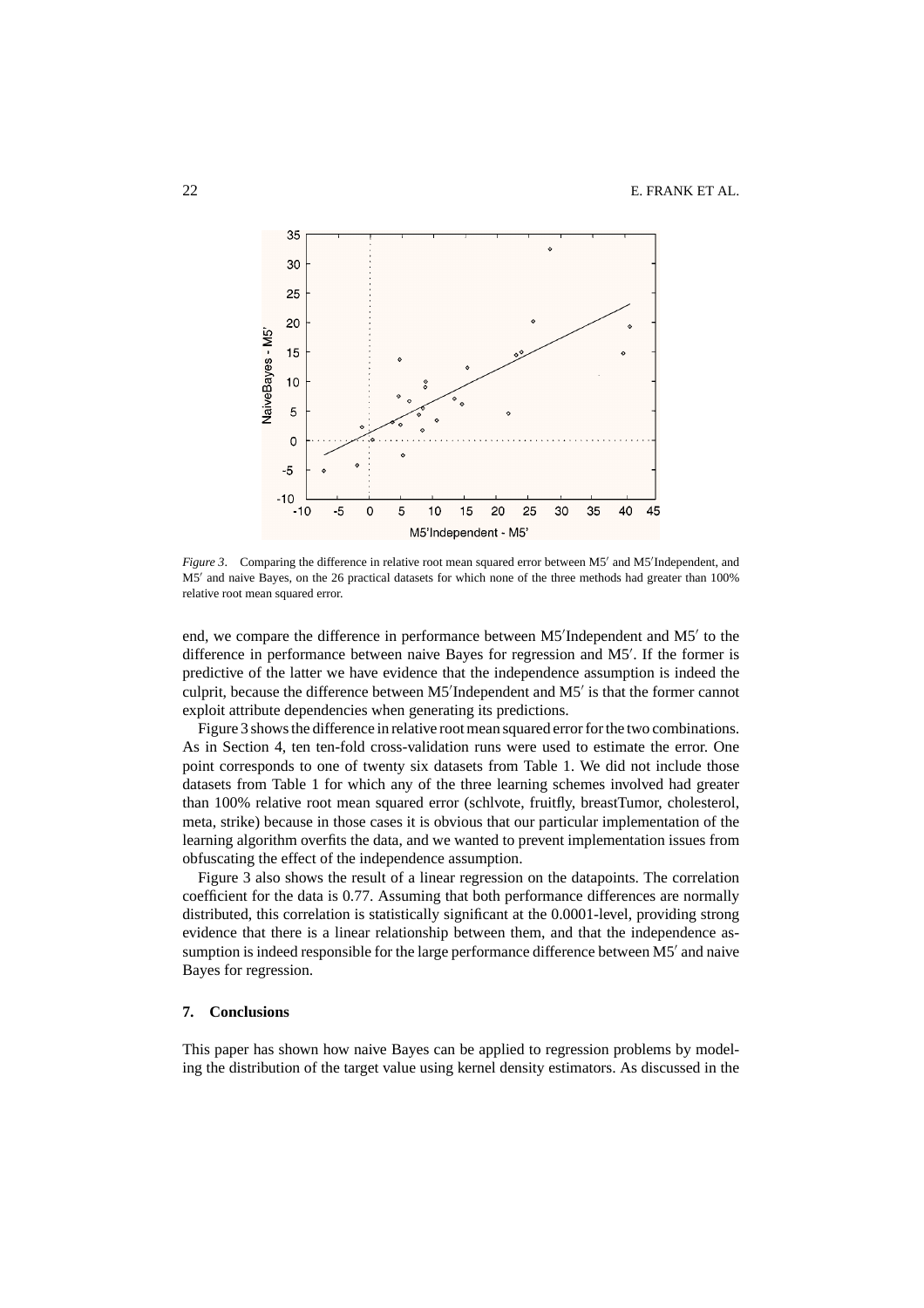*Figure 3*. Comparing the difference in relative root mean squared error between M5′ and M5′Independent, and M5′ and naive Bayes, on the 26 practical datasets for which none of the three methods had greater than 100% relative root mean squared error.

end, we compare the difference in performance between M5′Independent and M5′ to the difference in performance between naive Bayes for regression and M5′. If the former is predictive of the latter we have evidence that the independence assumption is indeed the culprit, because the difference between M5′Independent and M5′ is that the former cannot exploit attribute dependencies when generating its predictions.

Figure 3 shows the difference in relative root mean squared error for the two combinations. As in Section 4, ten ten-fold cross-validation runs were used to estimate the error. One point corresponds to one of twenty six datasets from Table 1. We did not include those datasets from Table 1 for which any of the three learning schemes involved had greater than 100% relative root mean squared error (schlvote, fruitfly, breastTumor, cholesterol, meta, strike) because in those cases it is obvious that our particular implementation of the learning algorithm overfits the data, and we wanted to prevent implementation issues from obfuscating the effect of the independence assumption.

Figure 3 also shows the result of a linear regression on the datapoints. The correlation coefficient for the data is 0.77. Assuming that both performance differences are normally distributed, this correlation is statistically significant at the 0.0001-level, providing strong evidence that there is a linear relationship between them, and that the independence assumption is indeed responsible for the large performance difference between M5′ and naive Bayes for regression.

## 7. Conclusions

This paper has shown how naive Bayes can be applied to regression problems by modeling the distribution of the target value using kernel density estimators. As discussed in the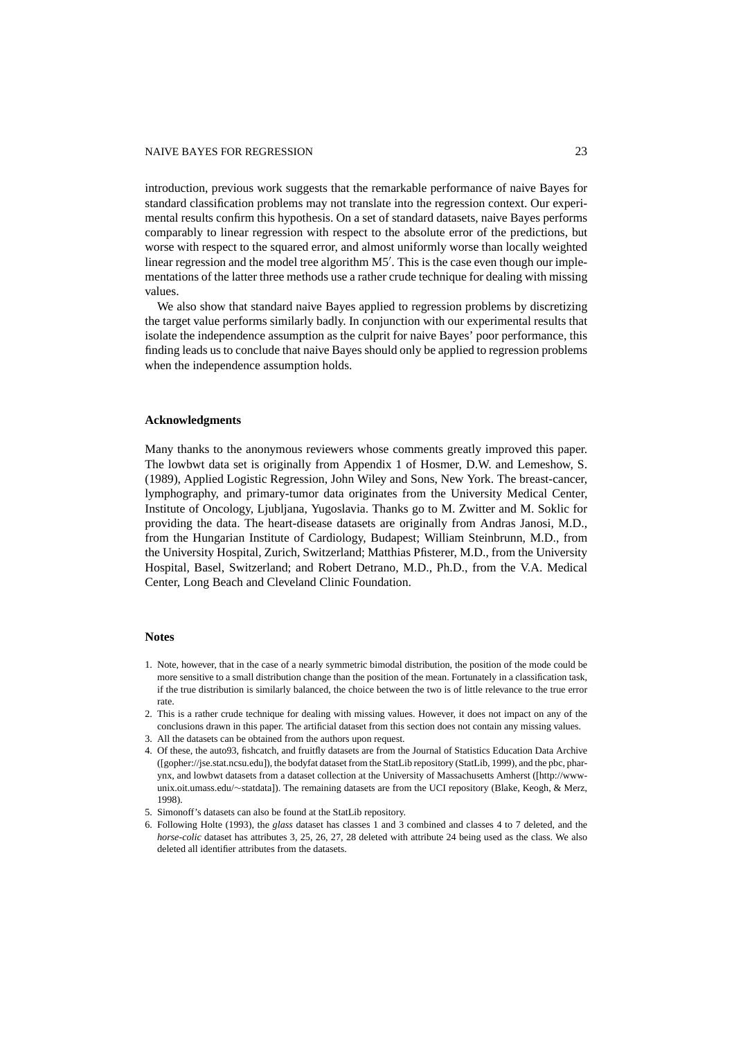introduction, previous work suggests that the remarkable performance of naive Bayes for standard classification problems may not translate into the regression context. Our experimental results confirm this hypothesis. On a set of standard datasets, naive Bayes performs comparably to linear regression with respect to the absolute error of the predictions, but worse with respect to the squared error, and almost uniformly worse than locally weighted linear regression and the model tree algorithm M5′. This is the case even though our implementations of the latter three methods use a rather crude technique for dealing with missing values.

We also show that standard naive Bayes applied to regression problems by discretizing the target value performs similarly badly. In conjunction with our experimental results that isolate the independence assumption as the culprit for naive Bayes' poor performance, this finding leads us to conclude that naive Bayes should only be applied to regression problems when the independence assumption holds.

## Acknowledgments

Many thanks to the anonymous reviewers whose comments greatly improved this paper. The lowbwt data set is originally from Appendix 1 of Hosmer, D.W. and Lemeshow, S. (1989), Applied Logistic Regression, John Wiley and Sons, New York. The breast-cancer, lymphography, and primary-tumor data originates from the University Medical Center, Institute of Oncology, Ljubljana, Yugoslavia. Thanks go to M. Zwitter and M. Soklic for providing the data. The heart-disease datasets are originally from Andras Janosi, M.D., from the Hungarian Institute of Cardiology, Budapest; William Steinbrunn, M.D., from the University Hospital, Zurich, Switzerland; Matthias Pfisterer, M.D., from the University Hospital, Basel, Switzerland; and Robert Detrano, M.D., Ph.D., from the V.A. Medical Center, Long Beach and Cleveland Clinic Foundation.

## Notes

1. Note, however, that in the case of a nearly symmetric bimodal distribution, the position of the mode could be more sensitive to a small distribution change than the position of the mean. Fortunately in a classification task, if the true distribution is similarly balanced, the choice between the two is of little relevance to the true error rate.
2. This is a rather crude technique for dealing with missing values. However, it does not impact on any of the conclusions drawn in this paper. The artificial dataset from this section does not contain any missing values.
3. All the datasets can be obtained from the authors upon request.
4. Of these, the auto93, fishcatch, and fruitfly datasets are from the Journal of Statistics Education Data Archive ([gopher://jse.stat.ncsu.edu]), the bodyfat dataset from the StatLib repository (StatLib, 1999), and the pbc, pharynx, and lowbwt datasets from a dataset collection at the University of Massachusetts Amherst ([http://www-unix.oit.umass.edu/~statdata]). The remaining datasets are from the UCI repository (Blake, Keogh, & Merz, 1998).
5. Simonoff's datasets can also be found at the StatLib repository.
6. Following Holte (1993), the *glass* dataset has classes 1 and 3 combined and classes 4 to 7 deleted, and the *horse-colic* dataset has attributes 3, 25, 26, 27, 28 deleted with attribute 24 being used as the class. We also deleted all identifier attributes from the datasets.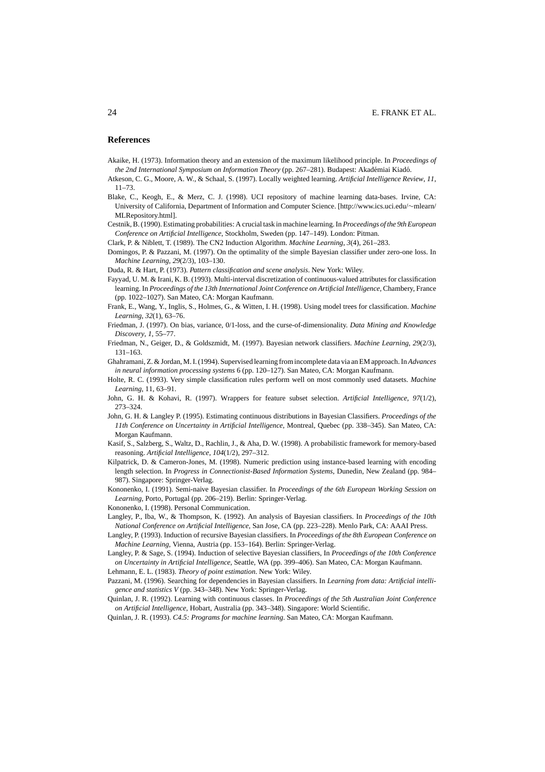## References

Akaike, H. (1973). Information theory and an extension of the maximum likelihood principle. In *Proceedings of the 2nd International Symposium on Information Theory* (pp. 267–281). Budapest: Akadémiai Kiadó.

Atkeson, C. G., Moore, A. W., & Schaal, S. (1997). Locally weighted learning. *Artificial Intelligence Review*, *11*, 11–73.

Blake, C., Keogh, E., & Merz, C. J. (1998). UCI repository of machine learning data-bases. Irvine, CA: University of California, Department of Information and Computer Science. [http://www.ics.uci.edu/~mlearn/MLRepository.html].

Cestnik, B. (1990). Estimating probabilities: A crucial task in machine learning. In *Proceedings of the 9th European Conference on Artificial Intelligence*, Stockholm, Sweden (pp. 147–149). London: Pitman.

Clark, P. & Niblett, T. (1989). The CN2 Induction Algorithm. *Machine Learning*, *3*(4), 261–283.

Domingos, P. & Pazzani, M. (1997). On the optimality of the simple Bayesian classifier under zero-one loss. In *Machine Learning*, *29*(2/3), 103–130.

Duda, R. & Hart, P. (1973). *Pattern classification and scene analysis*. New York: Wiley.

Fayyad, U. M. & Irani, K. B. (1993). Multi-interval discretization of continuous-valued attributes for classification learning. In *Proceedings of the 13th International Joint Conference on Artificial Intelligence*, Chambery, France (pp. 1022–1027). San Mateo, CA: Morgan Kaufmann.

Frank, E., Wang, Y., Inglis, S., Holmes, G., & Witten, I. H. (1998). Using model trees for classification. *Machine Learning*, *32*(1), 63–76.

Friedman, J. (1997). On bias, variance, 0/1-loss, and the curse-of-dimensionality. *Data Mining and Knowledge Discovery*, *1*, 55–77.

Friedman, N., Geiger, D., & Goldszmidt, M. (1997). Bayesian network classifiers. *Machine Learning*, *29*(2/3), 131–163.

Ghahramani, Z. & Jordan, M. I. (1994). Supervised learning from incomplete data via an EM approach. In *Advances in neural information processing systems* 6 (pp. 120–127). San Mateo, CA: Morgan Kaufmann.

Holte, R. C. (1993). Very simple classification rules perform well on most commonly used datasets. *Machine Learning*, 11, 63–91.

John, G. H. & Kohavi, R. (1997). Wrappers for feature subset selection. *Artificial Intelligence*, *97*(1/2), 273–324.

John, G. H. & Langley P. (1995). Estimating continuous distributions in Bayesian Classifiers. *Proceedings of the 11th Conference on Uncertainty in Artificial Intelligence*, Montreal, Quebec (pp. 338–345). San Mateo, CA: Morgan Kaufmann.

Kasif, S., Salzberg, S., Waltz, D., Rachlin, J., & Aha, D. W. (1998). A probabilistic framework for memory-based reasoning. *Artificial Intelligence*, *104*(1/2), 297–312.

Kilpatrick, D. & Cameron-Jones, M. (1998). Numeric prediction using instance-based learning with encoding length selection. In *Progress in Connectionist-Based Information Systems*, Dunedin, New Zealand (pp. 984–987). Singapore: Springer-Verlag.

Kononenko, I. (1991). Semi-naive Bayesian classifier. In *Proceedings of the 6th European Working Session on Learning*, Porto, Portugal (pp. 206–219). Berlin: Springer-Verlag.

Kononenko, I. (1998). Personal Communication.

Langley, P., Iba, W., & Thompson, K. (1992). An analysis of Bayesian classifiers. In *Proceedings of the 10th National Conference on Artificial Intelligence*, San Jose, CA (pp. 223–228). Menlo Park, CA: AAAI Press.

Langley, P. (1993). Induction of recursive Bayesian classifiers. In *Proceedings of the 8th European Conference on Machine Learning*, Vienna, Austria (pp. 153–164). Berlin: Springer-Verlag.

Langley, P. & Sage, S. (1994). Induction of selective Bayesian classifiers, In *Proceedings of the 10th Conference on Uncertainty in Artificial Intelligence*, Seattle, WA (pp. 399–406). San Mateo, CA: Morgan Kaufmann.

Lehmann, E. L. (1983). *Theory of point estimation*. New York: Wiley.

Pazzani, M. (1996). Searching for dependencies in Bayesian classifiers. In *Learning from data: Artificial intelligence and statistics V* (pp. 343–348). New York: Springer-Verlag.

Quinlan, J. R. (1992). Learning with continuous classes. In *Proceedings of the 5th Australian Joint Conference on Artificial Intelligence*, Hobart, Australia (pp. 343–348). Singapore: World Scientific.

Quinlan, J. R. (1993). *C4.5: Programs for machine learning*. San Mateo, CA: Morgan Kaufmann.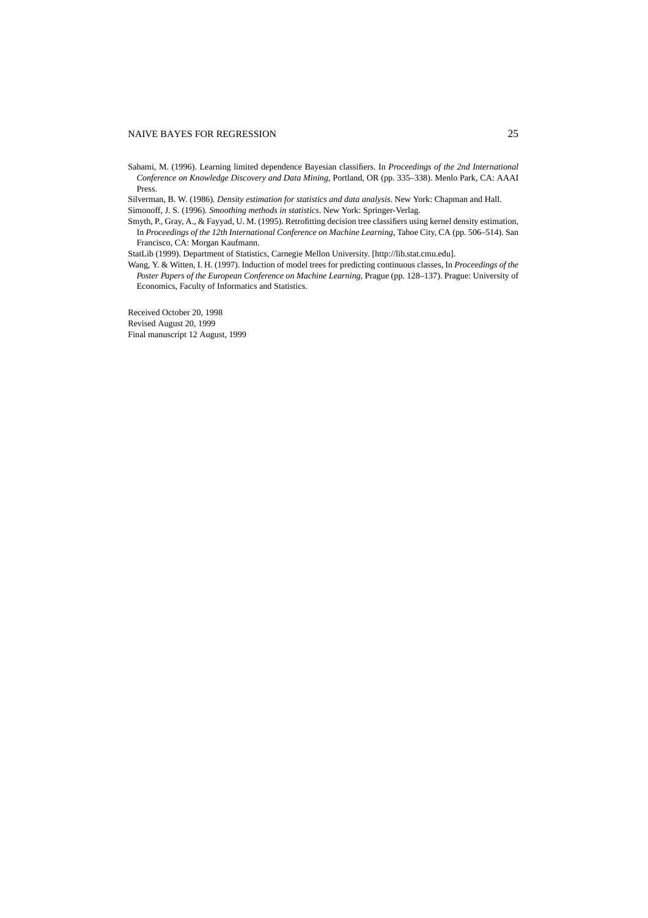Sahami, M. (1996). Learning limited dependence Bayesian classifiers. In *Proceedings of the 2nd International Conference on Knowledge Discovery and Data Mining*, Portland, OR (pp. 335–338). Menlo Park, CA: AAAI Press.

Silverman, B. W. (1986). *Density estimation for statistics and data analysis*. New York: Chapman and Hall.

Simonoff, J. S. (1996). *Smoothing methods in statistics*. New York: Springer-Verlag.

Smyth, P., Gray, A., & Fayyad, U. M. (1995). Retrofitting decision tree classifiers using kernel density estimation, In *Proceedings of the 12th International Conference on Machine Learning*, Tahoe City, CA (pp. 506–514). San Francisco, CA: Morgan Kaufmann.

StatLib (1999). Department of Statistics, Carnegie Mellon University. [http://lib.stat.cmu.edu].

Wang, Y. & Witten, I. H. (1997). Induction of model trees for predicting continuous classes, In *Proceedings of the Poster Papers of the European Conference on Machine Learning*, Prague (pp. 128–137). Prague: University of Economics, Faculty of Informatics and Statistics.

Received October 20, 1998
Revised August 20, 1999
Final manuscript 12 August, 1999